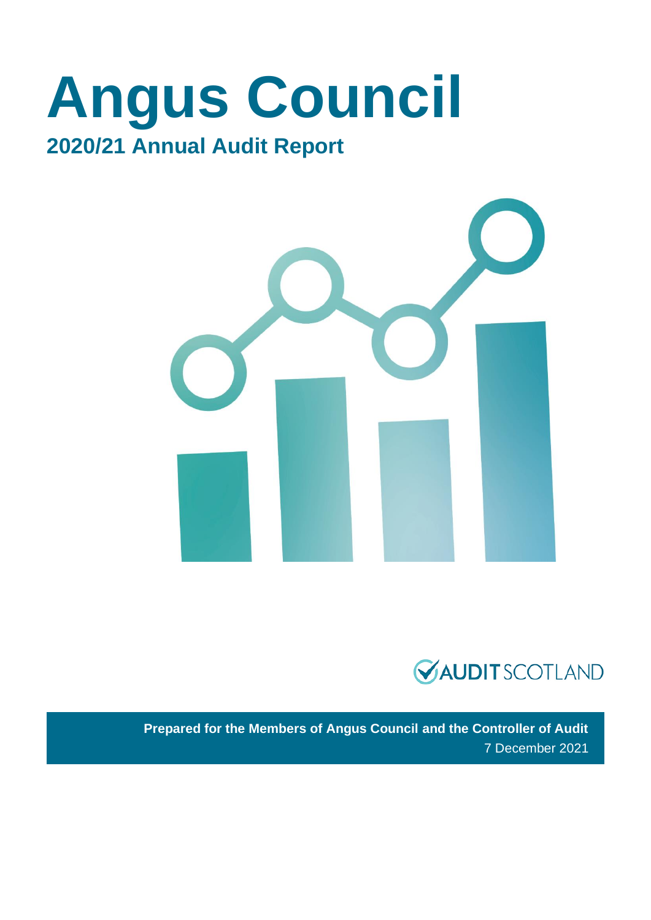# Angus Council

## 2020/21 Annual Audit Report

AUDIT SCOTLAND

**Prepared for the Members of Angus Council and the Controller of Audit**

7 December 2021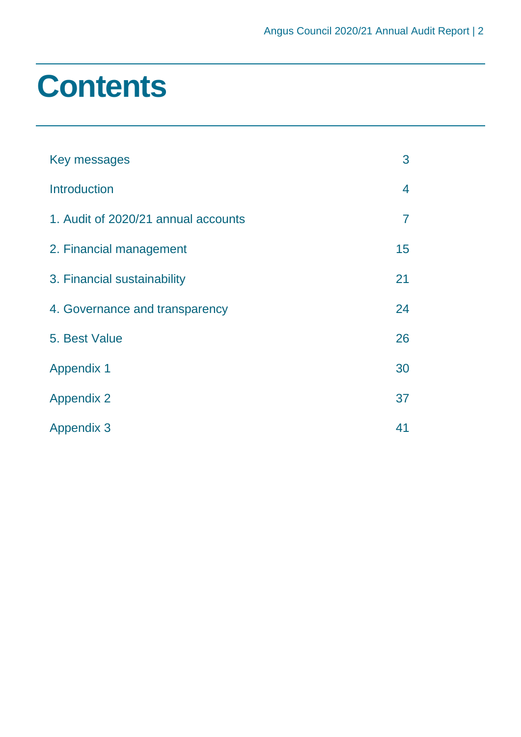# Contents

| | |
|---|---|
| Key messages | 3 |
| Introduction | 4 |
| 1. Audit of 2020/21 annual accounts | 7 |
| 2. Financial management | 15 |
| 3. Financial sustainability | 21 |
| 4. Governance and transparency | 24 |
| 5. Best Value | 26 |
| Appendix 1 | 30 |
| Appendix 2 | 37 |
| Appendix 3 | 41 |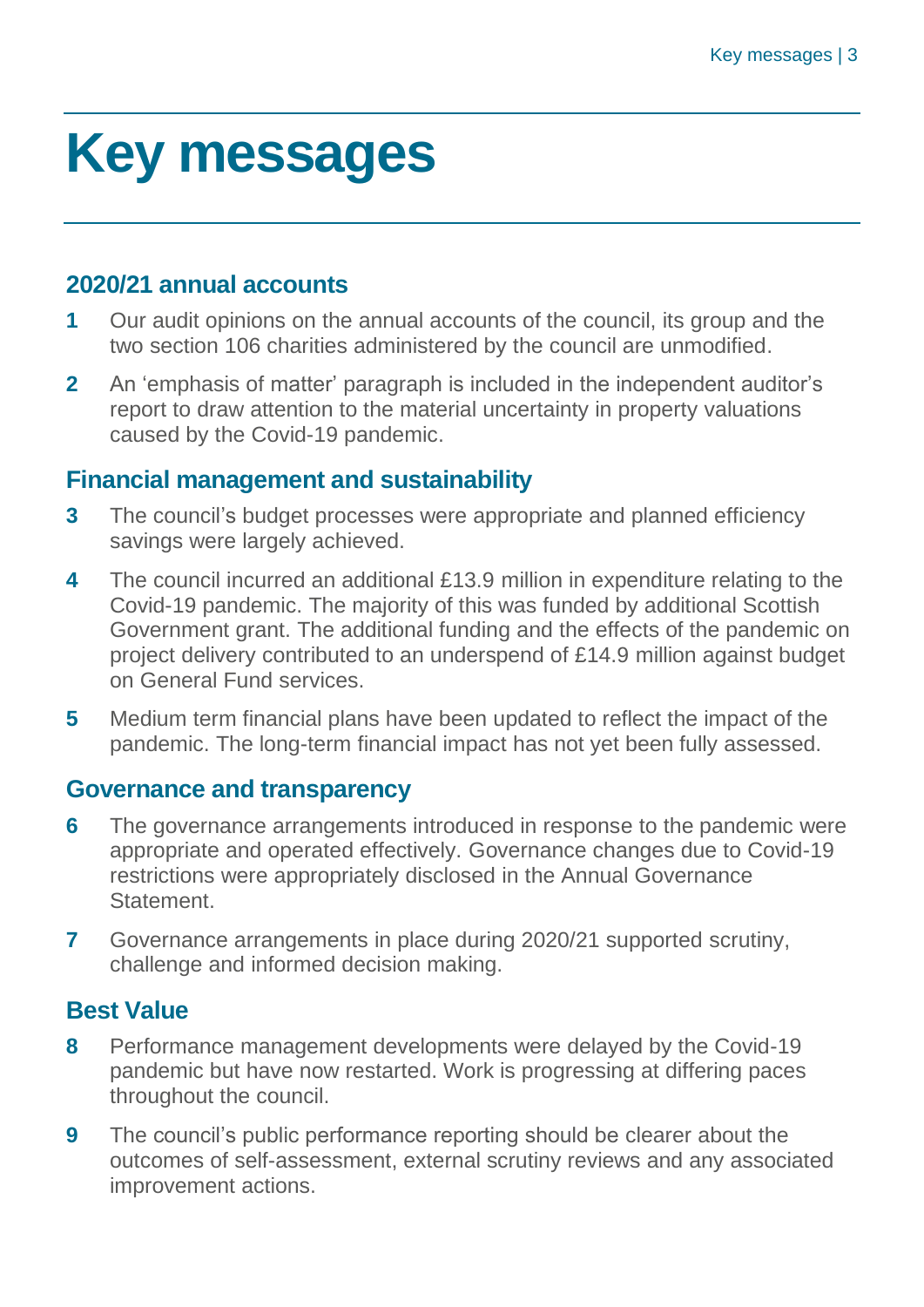# Key messages

## 2020/21 annual accounts

1. Our audit opinions on the annual accounts of the council, its group and the two section 106 charities administered by the council are unmodified.
2. An 'emphasis of matter' paragraph is included in the independent auditor's report to draw attention to the material uncertainty in property valuations caused by the Covid-19 pandemic.

## Financial management and sustainability

3. The council's budget processes were appropriate and planned efficiency savings were largely achieved.
4. The council incurred an additional £13.9 million in expenditure relating to the Covid-19 pandemic. The majority of this was funded by additional Scottish Government grant. The additional funding and the effects of the pandemic on project delivery contributed to an underspend of £14.9 million against budget on General Fund services.
5. Medium term financial plans have been updated to reflect the impact of the pandemic. The long-term financial impact has not yet been fully assessed.

## Governance and transparency

6. The governance arrangements introduced in response to the pandemic were appropriate and operated effectively. Governance changes due to Covid-19 restrictions were appropriately disclosed in the Annual Governance Statement.
7. Governance arrangements in place during 2020/21 supported scrutiny, challenge and informed decision making.

## Best Value

8. Performance management developments were delayed by the Covid-19 pandemic but have now restarted. Work is progressing at differing paces throughout the council.
9. The council's public performance reporting should be clearer about the outcomes of self-assessment, external scrutiny reviews and any associated improvement actions.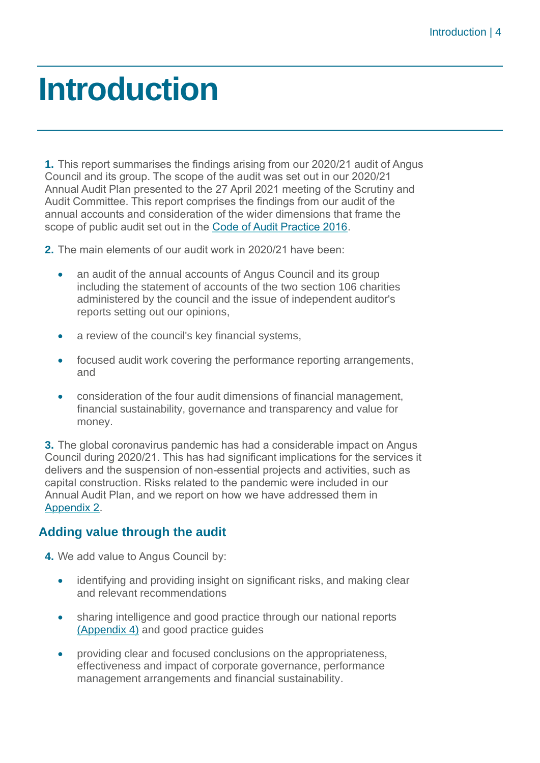# Introduction

**1.** This report summarises the findings arising from our 2020/21 audit of Angus Council and its group. The scope of the audit was set out in our 2020/21 Annual Audit Plan presented to the 27 April 2021 meeting of the Scrutiny and Audit Committee. This report comprises the findings from our audit of the annual accounts and consideration of the wider dimensions that frame the scope of public audit set out in the Code of Audit Practice 2016.

**2.** The main elements of our audit work in 2020/21 have been:

- an audit of the annual accounts of Angus Council and its group including the statement of accounts of the two section 106 charities administered by the council and the issue of independent auditor's reports setting out our opinions,
- a review of the council's key financial systems,
- focused audit work covering the performance reporting arrangements, and
- consideration of the four audit dimensions of financial management, financial sustainability, governance and transparency and value for money.

**3.** The global coronavirus pandemic has had a considerable impact on Angus Council during 2020/21. This has had significant implications for the services it delivers and the suspension of non-essential projects and activities, such as capital construction. Risks related to the pandemic were included in our Annual Audit Plan, and we report on how we have addressed them in Appendix 2.

## Adding value through the audit

**4.** We add value to Angus Council by:

- identifying and providing insight on significant risks, and making clear and relevant recommendations
- sharing intelligence and good practice through our national reports (Appendix 4) and good practice guides
- providing clear and focused conclusions on the appropriateness, effectiveness and impact of corporate governance, performance management arrangements and financial sustainability.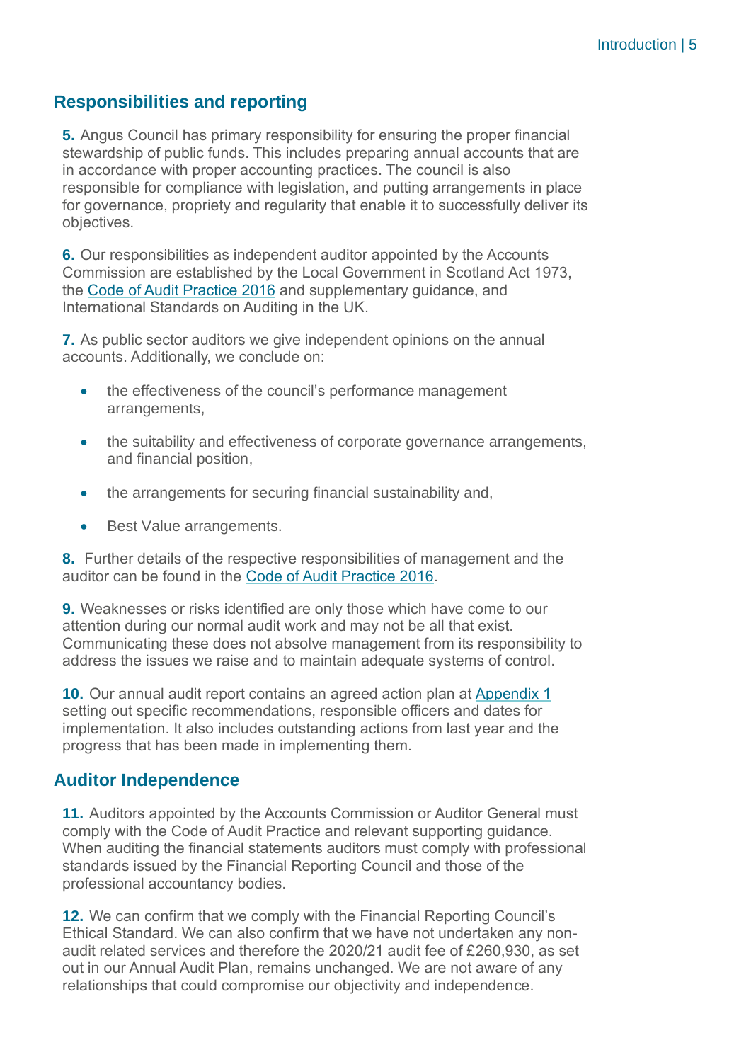## Responsibilities and reporting

**5.** Angus Council has primary responsibility for ensuring the proper financial stewardship of public funds. This includes preparing annual accounts that are in accordance with proper accounting practices. The council is also responsible for compliance with legislation, and putting arrangements in place for governance, propriety and regularity that enable it to successfully deliver its objectives.

**6.** Our responsibilities as independent auditor appointed by the Accounts Commission are established by the Local Government in Scotland Act 1973, the Code of Audit Practice 2016 and supplementary guidance, and International Standards on Auditing in the UK.

**7.** As public sector auditors we give independent opinions on the annual accounts. Additionally, we conclude on:

- the effectiveness of the council's performance management arrangements,
- the suitability and effectiveness of corporate governance arrangements, and financial position,
- the arrangements for securing financial sustainability and,
- Best Value arrangements.

**8.** Further details of the respective responsibilities of management and the auditor can be found in the Code of Audit Practice 2016.

**9.** Weaknesses or risks identified are only those which have come to our attention during our normal audit work and may not be all that exist. Communicating these does not absolve management from its responsibility to address the issues we raise and to maintain adequate systems of control.

**10.** Our annual audit report contains an agreed action plan at Appendix 1 setting out specific recommendations, responsible officers and dates for implementation. It also includes outstanding actions from last year and the progress that has been made in implementing them.

## Auditor Independence

**11.** Auditors appointed by the Accounts Commission or Auditor General must comply with the Code of Audit Practice and relevant supporting guidance. When auditing the financial statements auditors must comply with professional standards issued by the Financial Reporting Council and those of the professional accountancy bodies.

**12.** We can confirm that we comply with the Financial Reporting Council's Ethical Standard. We can also confirm that we have not undertaken any non-audit related services and therefore the 2020/21 audit fee of £260,930, as set out in our Annual Audit Plan, remains unchanged. We are not aware of any relationships that could compromise our objectivity and independence.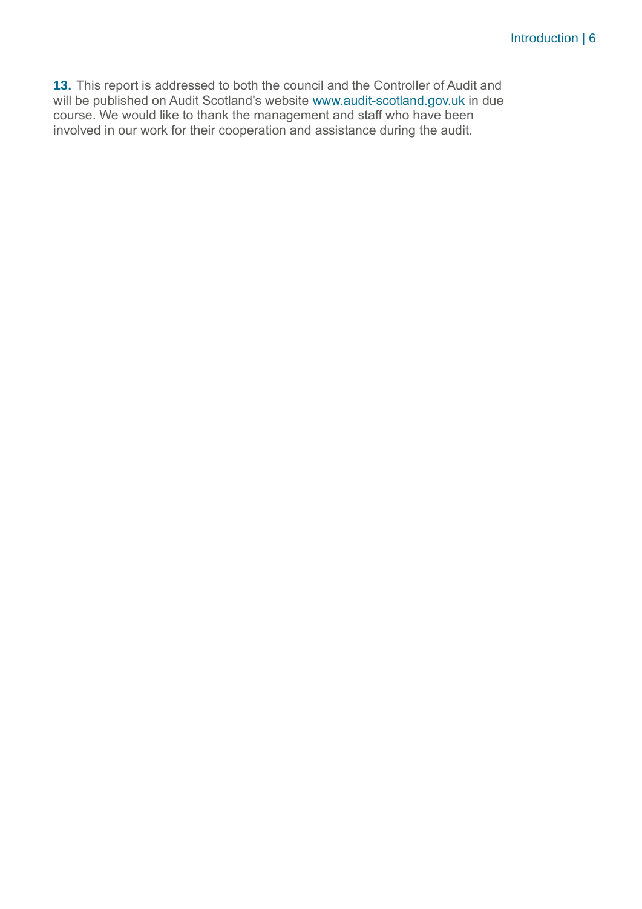**13.** This report is addressed to both the council and the Controller of Audit and will be published on Audit Scotland's website [www.audit-scotland.gov.uk](http://www.audit-scotland.gov.uk) in due course. We would like to thank the management and staff who have been involved in our work for their cooperation and assistance during the audit.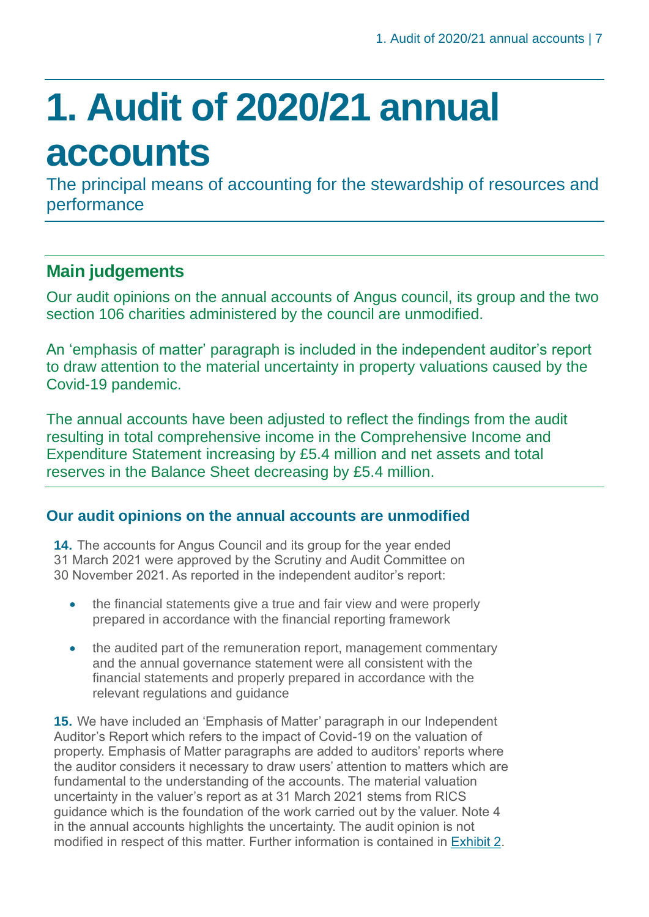# 1. Audit of 2020/21 annual accounts

The principal means of accounting for the stewardship of resources and performance

## Main judgements

Our audit opinions on the annual accounts of Angus council, its group and the two section 106 charities administered by the council are unmodified.

An 'emphasis of matter' paragraph is included in the independent auditor's report to draw attention to the material uncertainty in property valuations caused by the Covid-19 pandemic.

The annual accounts have been adjusted to reflect the findings from the audit resulting in total comprehensive income in the Comprehensive Income and Expenditure Statement increasing by £5.4 million and net assets and total reserves in the Balance Sheet decreasing by £5.4 million.

### Our audit opinions on the annual accounts are unmodified

**14.** The accounts for Angus Council and its group for the year ended 31 March 2021 were approved by the Scrutiny and Audit Committee on 30 November 2021. As reported in the independent auditor's report:

- the financial statements give a true and fair view and were properly prepared in accordance with the financial reporting framework
- the audited part of the remuneration report, management commentary and the annual governance statement were all consistent with the financial statements and properly prepared in accordance with the relevant regulations and guidance

**15.** We have included an 'Emphasis of Matter' paragraph in our Independent Auditor's Report which refers to the impact of Covid-19 on the valuation of property. Emphasis of Matter paragraphs are added to auditors' reports where the auditor considers it necessary to draw users' attention to matters which are fundamental to the understanding of the accounts. The material valuation uncertainty in the valuer's report as at 31 March 2021 stems from RICS guidance which is the foundation of the work carried out by the valuer. Note 4 in the annual accounts highlights the uncertainty. The audit opinion is not modified in respect of this matter. Further information is contained in Exhibit 2.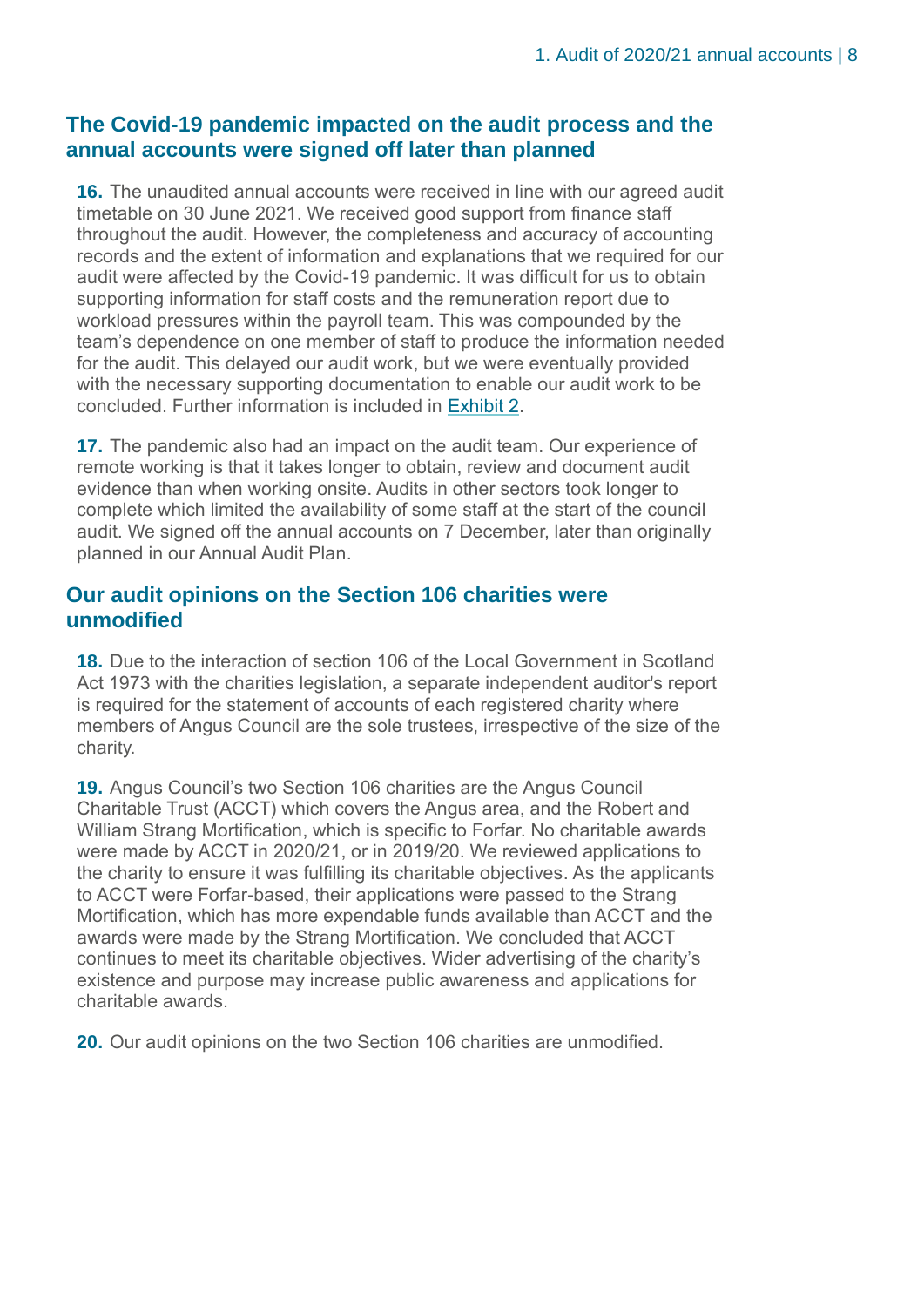## The Covid-19 pandemic impacted on the audit process and the annual accounts were signed off later than planned

**16.** The unaudited annual accounts were received in line with our agreed audit timetable on 30 June 2021. We received good support from finance staff throughout the audit. However, the completeness and accuracy of accounting records and the extent of information and explanations that we required for our audit were affected by the Covid-19 pandemic. It was difficult for us to obtain supporting information for staff costs and the remuneration report due to workload pressures within the payroll team. This was compounded by the team's dependence on one member of staff to produce the information needed for the audit. This delayed our audit work, but we were eventually provided with the necessary supporting documentation to enable our audit work to be concluded. Further information is included in Exhibit 2.

**17.** The pandemic also had an impact on the audit team. Our experience of remote working is that it takes longer to obtain, review and document audit evidence than when working onsite. Audits in other sectors took longer to complete which limited the availability of some staff at the start of the council audit. We signed off the annual accounts on 7 December, later than originally planned in our Annual Audit Plan.

## Our audit opinions on the Section 106 charities were unmodified

**18.** Due to the interaction of section 106 of the Local Government in Scotland Act 1973 with the charities legislation, a separate independent auditor's report is required for the statement of accounts of each registered charity where members of Angus Council are the sole trustees, irrespective of the size of the charity.

**19.** Angus Council's two Section 106 charities are the Angus Council Charitable Trust (ACCT) which covers the Angus area, and the Robert and William Strang Mortification, which is specific to Forfar. No charitable awards were made by ACCT in 2020/21, or in 2019/20. We reviewed applications to the charity to ensure it was fulfilling its charitable objectives. As the applicants to ACCT were Forfar-based, their applications were passed to the Strang Mortification, which has more expendable funds available than ACCT and the awards were made by the Strang Mortification. We concluded that ACCT continues to meet its charitable objectives. Wider advertising of the charity's existence and purpose may increase public awareness and applications for charitable awards.

**20.** Our audit opinions on the two Section 106 charities are unmodified.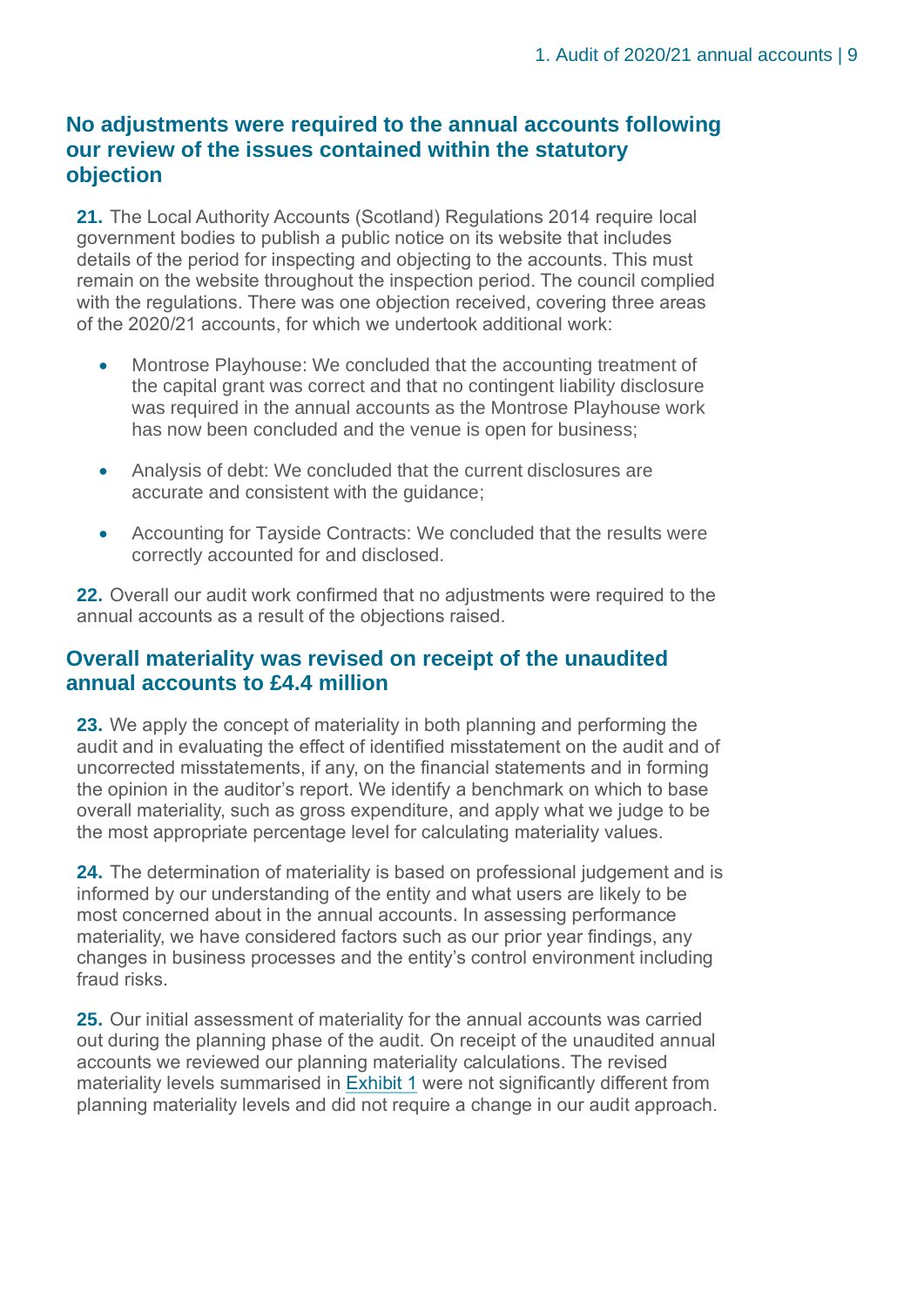## No adjustments were required to the annual accounts following our review of the issues contained within the statutory objection

**21.** The Local Authority Accounts (Scotland) Regulations 2014 require local government bodies to publish a public notice on its website that includes details of the period for inspecting and objecting to the accounts. This must remain on the website throughout the inspection period. The council complied with the regulations. There was one objection received, covering three areas of the 2020/21 accounts, for which we undertook additional work:

- Montrose Playhouse: We concluded that the accounting treatment of the capital grant was correct and that no contingent liability disclosure was required in the annual accounts as the Montrose Playhouse work has now been concluded and the venue is open for business;
- Analysis of debt: We concluded that the current disclosures are accurate and consistent with the guidance;
- Accounting for Tayside Contracts: We concluded that the results were correctly accounted for and disclosed.

**22.** Overall our audit work confirmed that no adjustments were required to the annual accounts as a result of the objections raised.

## Overall materiality was revised on receipt of the unaudited annual accounts to £4.4 million

**23.** We apply the concept of materiality in both planning and performing the audit and in evaluating the effect of identified misstatement on the audit and of uncorrected misstatements, if any, on the financial statements and in forming the opinion in the auditor's report. We identify a benchmark on which to base overall materiality, such as gross expenditure, and apply what we judge to be the most appropriate percentage level for calculating materiality values.

**24.** The determination of materiality is based on professional judgement and is informed by our understanding of the entity and what users are likely to be most concerned about in the annual accounts. In assessing performance materiality, we have considered factors such as our prior year findings, any changes in business processes and the entity's control environment including fraud risks.

**25.** Our initial assessment of materiality for the annual accounts was carried out during the planning phase of the audit. On receipt of the unaudited annual accounts we reviewed our planning materiality calculations. The revised materiality levels summarised in Exhibit 1 were not significantly different from planning materiality levels and did not require a change in our audit approach.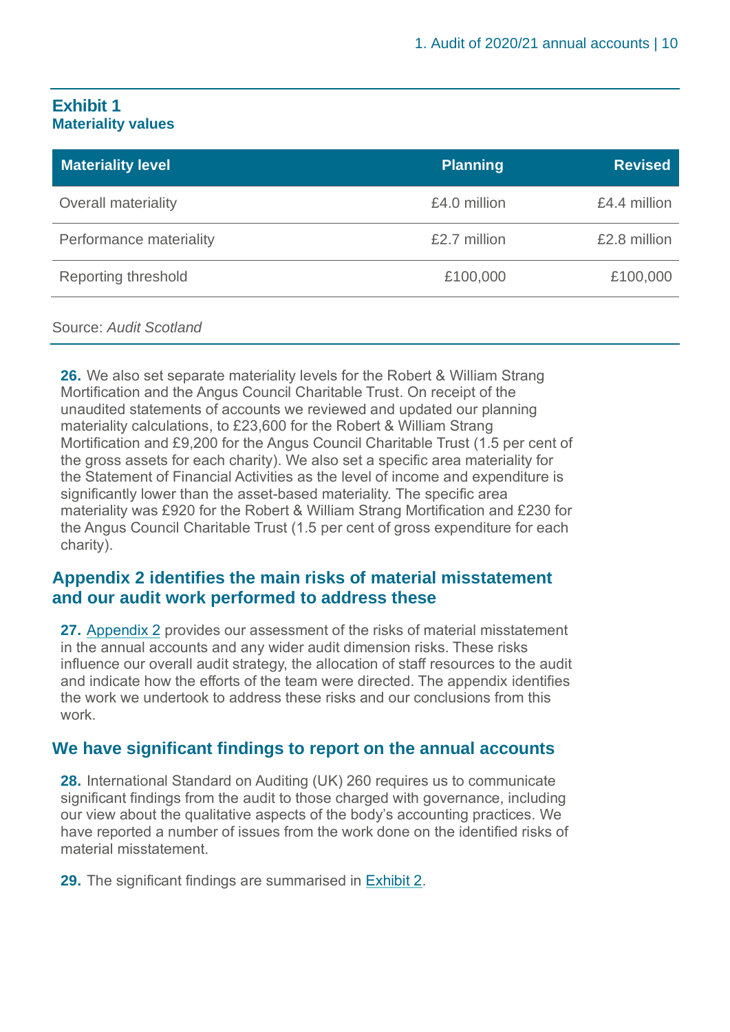## Exhibit 1
### Materiality values

| Materiality level | Planning | Revised |
|---|---|---|
| Overall materiality | £4.0 million | £4.4 million |
| Performance materiality | £2.7 million | £2.8 million |
| Reporting threshold | £100,000 | £100,000 |

Source: *Audit Scotland*

**26.** We also set separate materiality levels for the Robert & William Strang Mortification and the Angus Council Charitable Trust. On receipt of the unaudited statements of accounts we reviewed and updated our planning materiality calculations, to £23,600 for the Robert & William Strang Mortification and £9,200 for the Angus Council Charitable Trust (1.5 per cent of the gross assets for each charity). We also set a specific area materiality for the Statement of Financial Activities as the level of income and expenditure is significantly lower than the asset-based materiality. The specific area materiality was £920 for the Robert & William Strang Mortification and £230 for the Angus Council Charitable Trust (1.5 per cent of gross expenditure for each charity).

## Appendix 2 identifies the main risks of material misstatement and our audit work performed to address these

**27.** Appendix 2 provides our assessment of the risks of material misstatement in the annual accounts and any wider audit dimension risks. These risks influence our overall audit strategy, the allocation of staff resources to the audit and indicate how the efforts of the team were directed. The appendix identifies the work we undertook to address these risks and our conclusions from this work.

## We have significant findings to report on the annual accounts

**28.** International Standard on Auditing (UK) 260 requires us to communicate significant findings from the audit to those charged with governance, including our view about the qualitative aspects of the body's accounting practices. We have reported a number of issues from the work done on the identified risks of material misstatement.

**29.** The significant findings are summarised in Exhibit 2.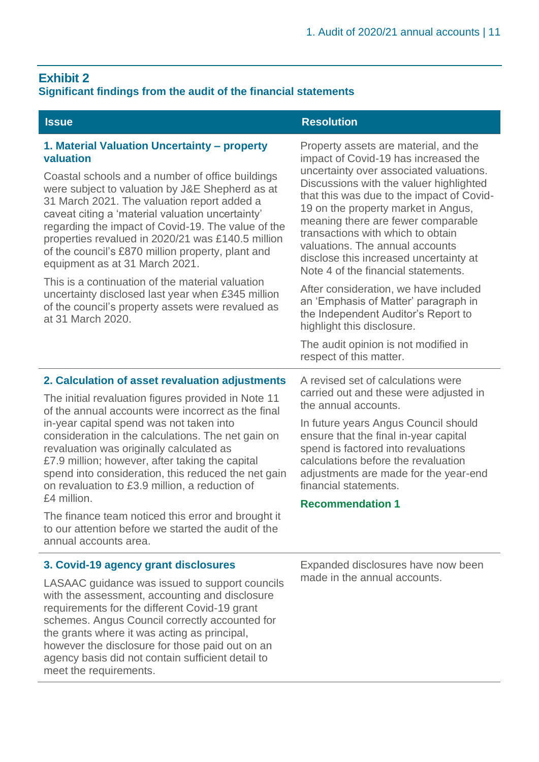## Exhibit 2

### Significant findings from the audit of the financial statements

| Issue | Resolution |
| --- | --- |
| **1. Material Valuation Uncertainty – property valuation**<br><br>Coastal schools and a number of office buildings were subject to valuation by J&E Shepherd as at 31 March 2021. The valuation report added a caveat citing a 'material valuation uncertainty' regarding the impact of Covid-19. The value of the properties revalued in 2020/21 was £140.5 million of the council's £870 million property, plant and equipment as at 31 March 2021.<br><br>This is a continuation of the material valuation uncertainty disclosed last year when £345 million of the council's property assets were revalued as at 31 March 2020. | Property assets are material, and the impact of Covid-19 has increased the uncertainty over associated valuations. Discussions with the valuer highlighted that this was due to the impact of Covid-19 on the property market in Angus, meaning there are fewer comparable transactions with which to obtain valuations. The annual accounts disclose this increased uncertainty at Note 4 of the financial statements.<br><br>After consideration, we have included an 'Emphasis of Matter' paragraph in the Independent Auditor's Report to highlight this disclosure.<br><br>The audit opinion is not modified in respect of this matter. |
| **2. Calculation of asset revaluation adjustments**<br><br>The initial revaluation figures provided in Note 11 of the annual accounts were incorrect as the final in-year capital spend was not taken into consideration in the calculations. The net gain on revaluation was originally calculated as £7.9 million; however, after taking the capital spend into consideration, this reduced the net gain on revaluation to £3.9 million, a reduction of £4 million.<br><br>The finance team noticed this error and brought it to our attention before we started the audit of the annual accounts area. | A revised set of calculations were carried out and these were adjusted in the annual accounts.<br><br>In future years Angus Council should ensure that the final in-year capital spend is factored into revaluations calculations before the revaluation adjustments are made for the year-end financial statements.<br><br>**Recommendation 1** |
| **3. Covid-19 agency grant disclosures**<br><br>LASAAC guidance was issued to support councils with the assessment, accounting and disclosure requirements for the different Covid-19 grant schemes. Angus Council correctly accounted for the grants where it was acting as principal, however the disclosure for those paid out on an agency basis did not contain sufficient detail to meet the requirements. | Expanded disclosures have now been made in the annual accounts. |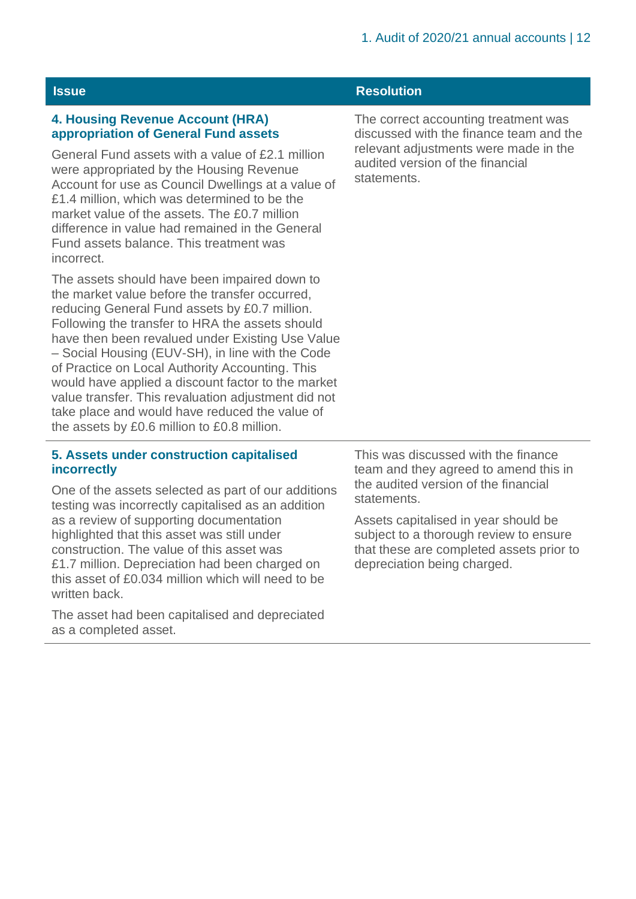| Issue | Resolution |
|---|---|
| **4. Housing Revenue Account (HRA) appropriation of General Fund assets**<br><br>General Fund assets with a value of £2.1 million were appropriated by the Housing Revenue Account for use as Council Dwellings at a value of £1.4 million, which was determined to be the market value of the assets. The £0.7 million difference in value had remained in the General Fund assets balance. This treatment was incorrect.<br><br>The assets should have been impaired down to the market value before the transfer occurred, reducing General Fund assets by £0.7 million. Following the transfer to HRA the assets should have then been revalued under Existing Use Value – Social Housing (EUV-SH), in line with the Code of Practice on Local Authority Accounting. This would have applied a discount factor to the market value transfer. This revaluation adjustment did not take place and would have reduced the value of the assets by £0.6 million to £0.8 million. | The correct accounting treatment was discussed with the finance team and the relevant adjustments were made in the audited version of the financial statements. |
| **5. Assets under construction capitalised incorrectly**<br><br>One of the assets selected as part of our additions testing was incorrectly capitalised as an addition as a review of supporting documentation highlighted that this asset was still under construction. The value of this asset was £1.7 million. Depreciation had been charged on this asset of £0.034 million which will need to be written back.<br><br>The asset had been capitalised and depreciated as a completed asset. | This was discussed with the finance team and they agreed to amend this in the audited version of the financial statements.<br><br>Assets capitalised in year should be subject to a thorough review to ensure that these are completed assets prior to depreciation being charged. |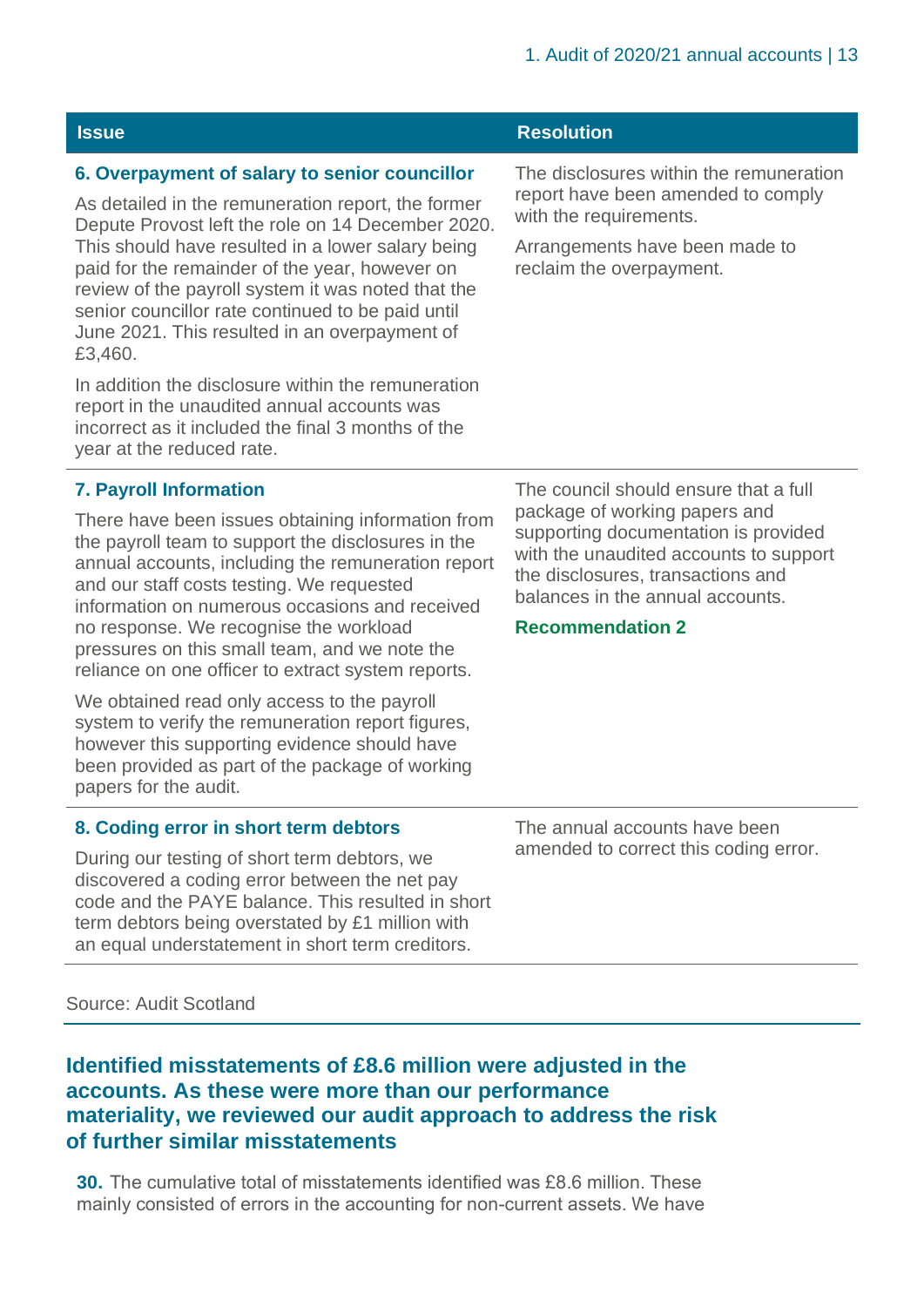| Issue | Resolution |
| --- | --- |
| **6. Overpayment of salary to senior councillor**<br><br>As detailed in the remuneration report, the former Depute Provost left the role on 14 December 2020. This should have resulted in a lower salary being paid for the remainder of the year, however on review of the payroll system it was noted that the senior councillor rate continued to be paid until June 2021. This resulted in an overpayment of £3,460.<br><br>In addition the disclosure within the remuneration report in the unaudited annual accounts was incorrect as it included the final 3 months of the year at the reduced rate. | The disclosures within the remuneration report have been amended to comply with the requirements.<br><br>Arrangements have been made to reclaim the overpayment. |
| **7. Payroll Information**<br><br>There have been issues obtaining information from the payroll team to support the disclosures in the annual accounts, including the remuneration report and our staff costs testing. We requested information on numerous occasions and received no response. We recognise the workload pressures on this small team, and we note the reliance on one officer to extract system reports.<br><br>We obtained read only access to the payroll system to verify the remuneration report figures, however this supporting evidence should have been provided as part of the package of working papers for the audit. | The council should ensure that a full package of working papers and supporting documentation is provided with the unaudited accounts to support the disclosures, transactions and balances in the annual accounts.<br><br>**Recommendation 2** |
| **8. Coding error in short term debtors**<br><br>During our testing of short term debtors, we discovered a coding error between the net pay code and the PAYE balance. This resulted in short term debtors being overstated by £1 million with an equal understatement in short term creditors. | The annual accounts have been amended to correct this coding error. |

Source: Audit Scotland

## Identified misstatements of £8.6 million were adjusted in the accounts. As these were more than our performance materiality, we reviewed our audit approach to address the risk of further similar misstatements

**30.** The cumulative total of misstatements identified was £8.6 million. These mainly consisted of errors in the accounting for non-current assets. We have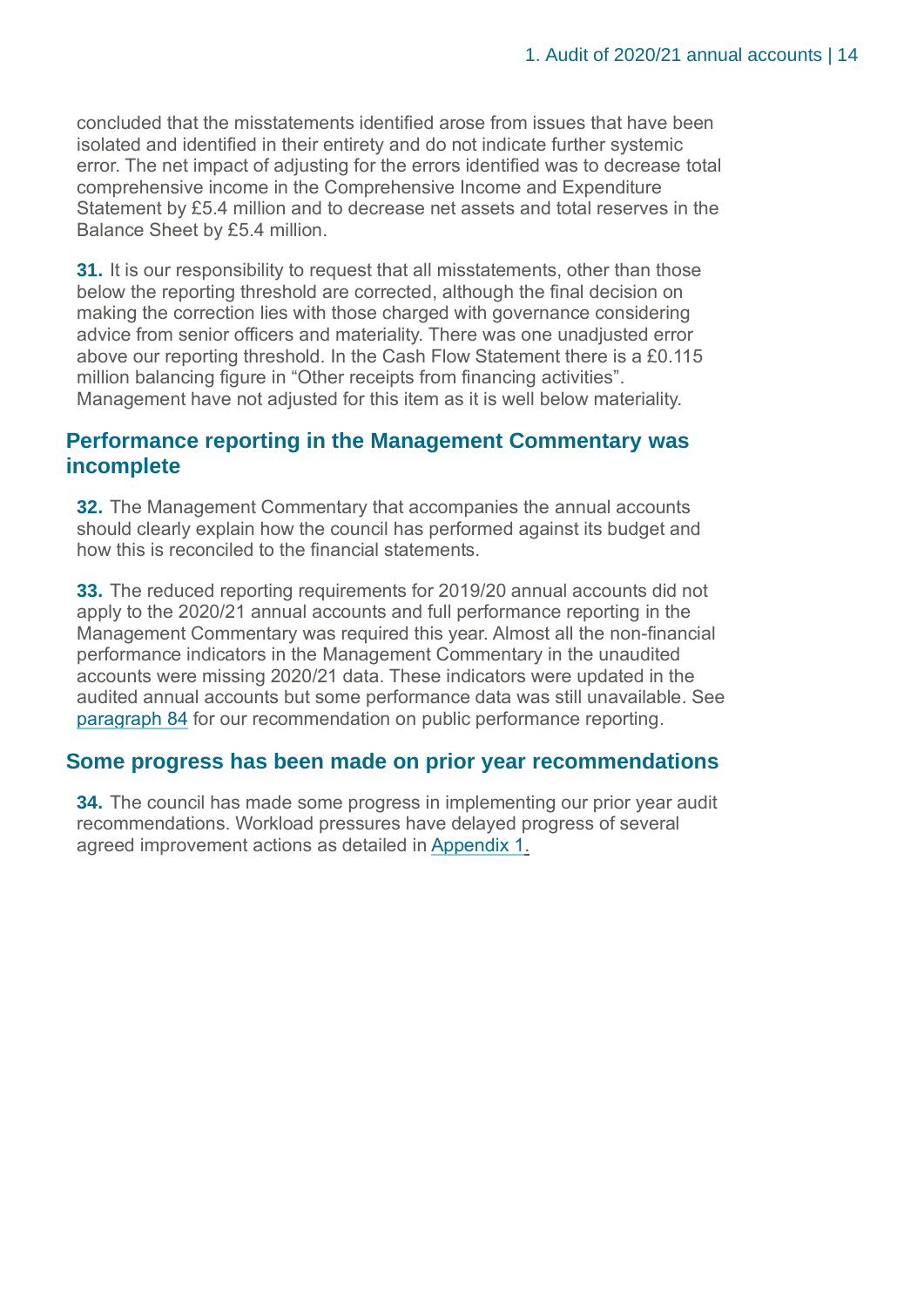concluded that the misstatements identified arose from issues that have been isolated and identified in their entirety and do not indicate further systemic error. The net impact of adjusting for the errors identified was to decrease total comprehensive income in the Comprehensive Income and Expenditure Statement by £5.4 million and to decrease net assets and total reserves in the Balance Sheet by £5.4 million.

**31.** It is our responsibility to request that all misstatements, other than those below the reporting threshold are corrected, although the final decision on making the correction lies with those charged with governance considering advice from senior officers and materiality. There was one unadjusted error above our reporting threshold. In the Cash Flow Statement there is a £0.115 million balancing figure in "Other receipts from financing activities". Management have not adjusted for this item as it is well below materiality.

## Performance reporting in the Management Commentary was incomplete

**32.** The Management Commentary that accompanies the annual accounts should clearly explain how the council has performed against its budget and how this is reconciled to the financial statements.

**33.** The reduced reporting requirements for 2019/20 annual accounts did not apply to the 2020/21 annual accounts and full performance reporting in the Management Commentary was required this year. Almost all the non-financial performance indicators in the Management Commentary in the unaudited accounts were missing 2020/21 data. These indicators were updated in the audited annual accounts but some performance data was still unavailable. See paragraph 84 for our recommendation on public performance reporting.

## Some progress has been made on prior year recommendations

**34.** The council has made some progress in implementing our prior year audit recommendations. Workload pressures have delayed progress of several agreed improvement actions as detailed in Appendix 1.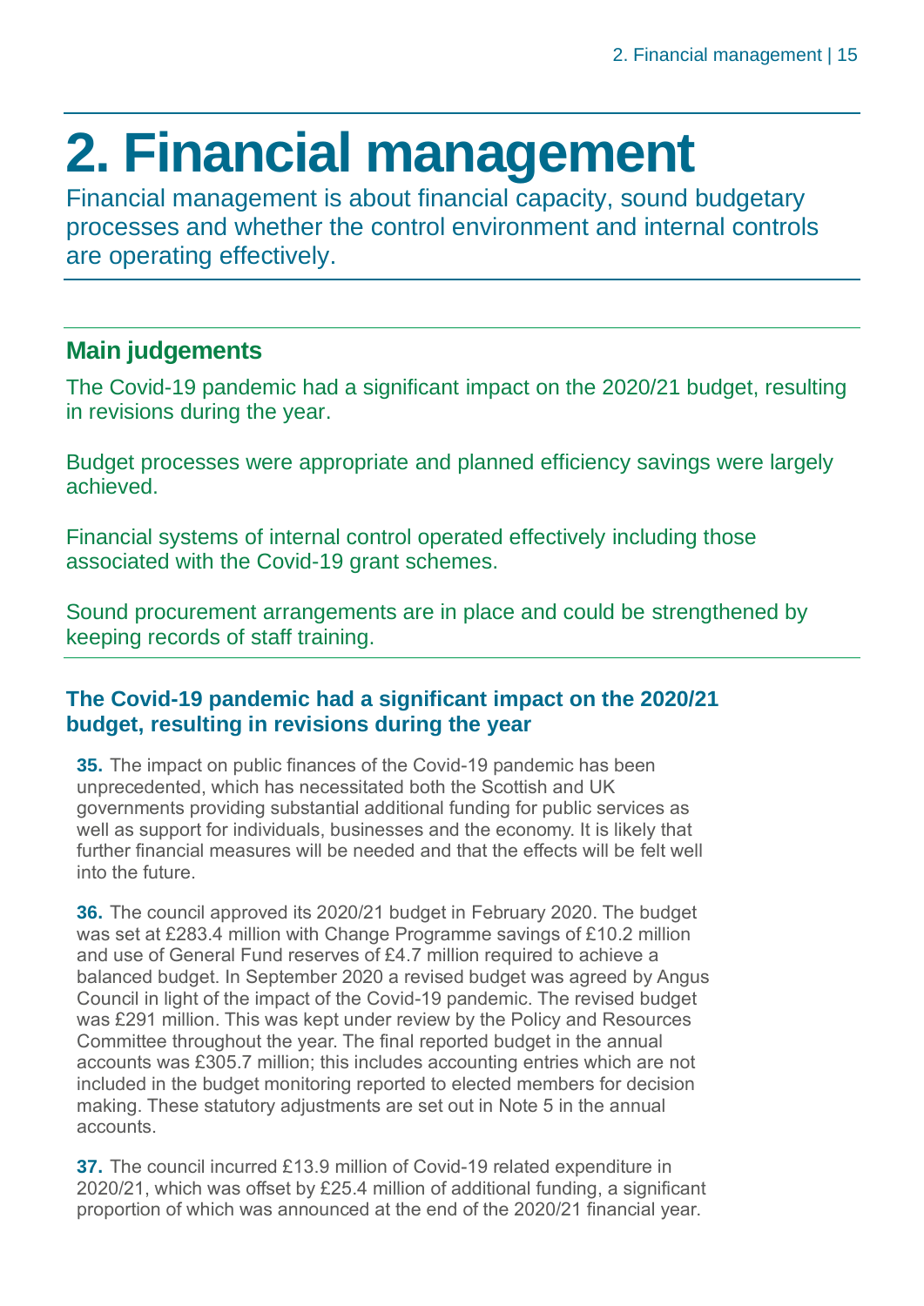# 2. Financial management

Financial management is about financial capacity, sound budgetary processes and whether the control environment and internal controls are operating effectively.

## Main judgements

The Covid-19 pandemic had a significant impact on the 2020/21 budget, resulting in revisions during the year.

Budget processes were appropriate and planned efficiency savings were largely achieved.

Financial systems of internal control operated effectively including those associated with the Covid-19 grant schemes.

Sound procurement arrangements are in place and could be strengthened by keeping records of staff training.

### The Covid-19 pandemic had a significant impact on the 2020/21 budget, resulting in revisions during the year

**35.** The impact on public finances of the Covid-19 pandemic has been unprecedented, which has necessitated both the Scottish and UK governments providing substantial additional funding for public services as well as support for individuals, businesses and the economy. It is likely that further financial measures will be needed and that the effects will be felt well into the future.

**36.** The council approved its 2020/21 budget in February 2020. The budget was set at £283.4 million with Change Programme savings of £10.2 million and use of General Fund reserves of £4.7 million required to achieve a balanced budget. In September 2020 a revised budget was agreed by Angus Council in light of the impact of the Covid-19 pandemic. The revised budget was £291 million. This was kept under review by the Policy and Resources Committee throughout the year. The final reported budget in the annual accounts was £305.7 million; this includes accounting entries which are not included in the budget monitoring reported to elected members for decision making. These statutory adjustments are set out in Note 5 in the annual accounts.

**37.** The council incurred £13.9 million of Covid-19 related expenditure in 2020/21, which was offset by £25.4 million of additional funding, a significant proportion of which was announced at the end of the 2020/21 financial year.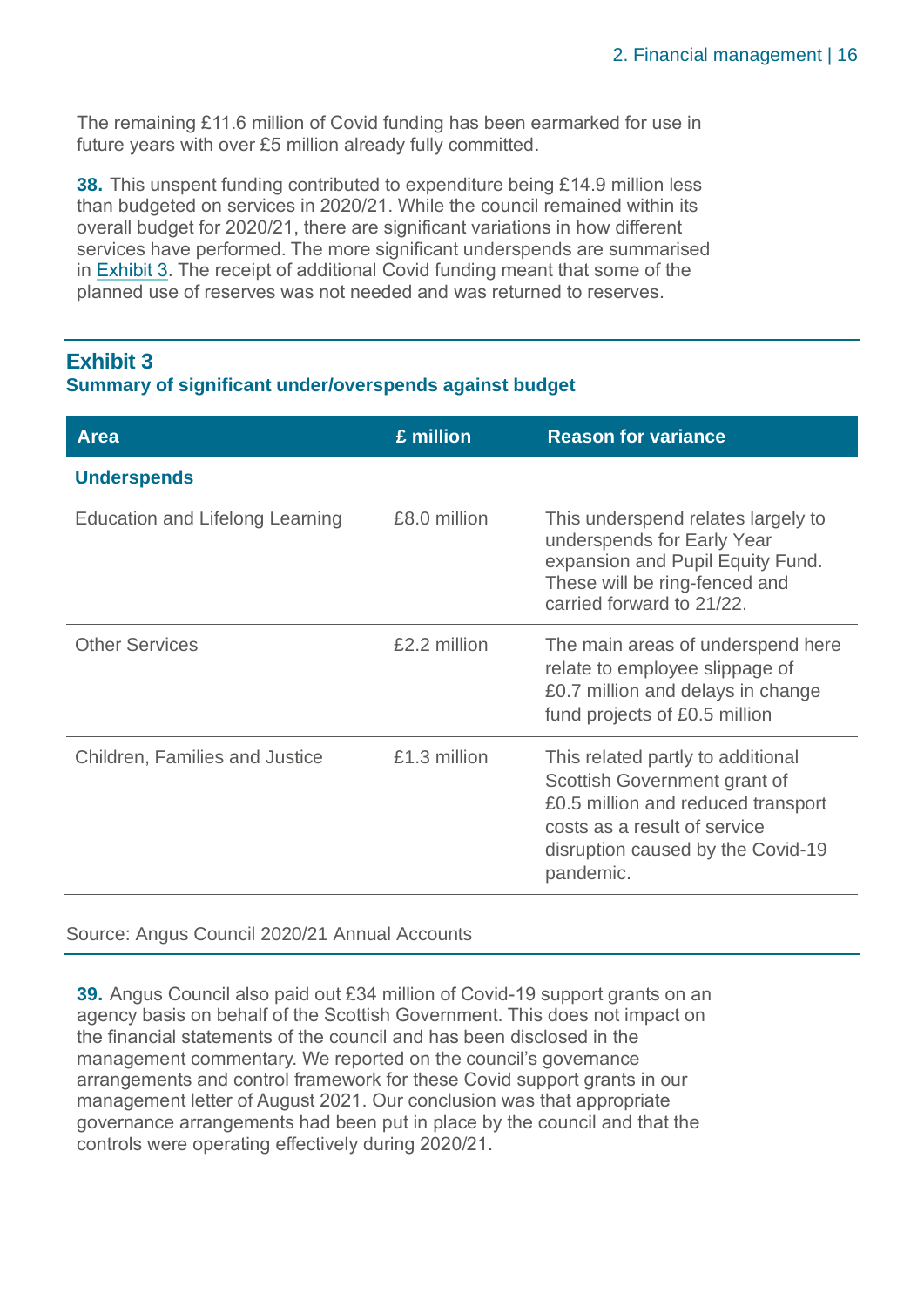The remaining £11.6 million of Covid funding has been earmarked for use in future years with over £5 million already fully committed.

**38.** This unspent funding contributed to expenditure being £14.9 million less than budgeted on services in 2020/21. While the council remained within its overall budget for 2020/21, there are significant variations in how different services have performed. The more significant underspends are summarised in Exhibit 3. The receipt of additional Covid funding meant that some of the planned use of reserves was not needed and was returned to reserves.

## Exhibit 3

### Summary of significant under/overspends against budget

| Area | £ million | Reason for variance |
|---|---|---|
| **Underspends** | | |
| Education and Lifelong Learning | £8.0 million | This underspend relates largely to underspends for Early Year expansion and Pupil Equity Fund. These will be ring-fenced and carried forward to 21/22. |
| Other Services | £2.2 million | The main areas of underspend here relate to employee slippage of £0.7 million and delays in change fund projects of £0.5 million |
| Children, Families and Justice | £1.3 million | This related partly to additional Scottish Government grant of £0.5 million and reduced transport costs as a result of service disruption caused by the Covid-19 pandemic. |

Source: Angus Council 2020/21 Annual Accounts

**39.** Angus Council also paid out £34 million of Covid-19 support grants on an agency basis on behalf of the Scottish Government. This does not impact on the financial statements of the council and has been disclosed in the management commentary. We reported on the council's governance arrangements and control framework for these Covid support grants in our management letter of August 2021. Our conclusion was that appropriate governance arrangements had been put in place by the council and that the controls were operating effectively during 2020/21.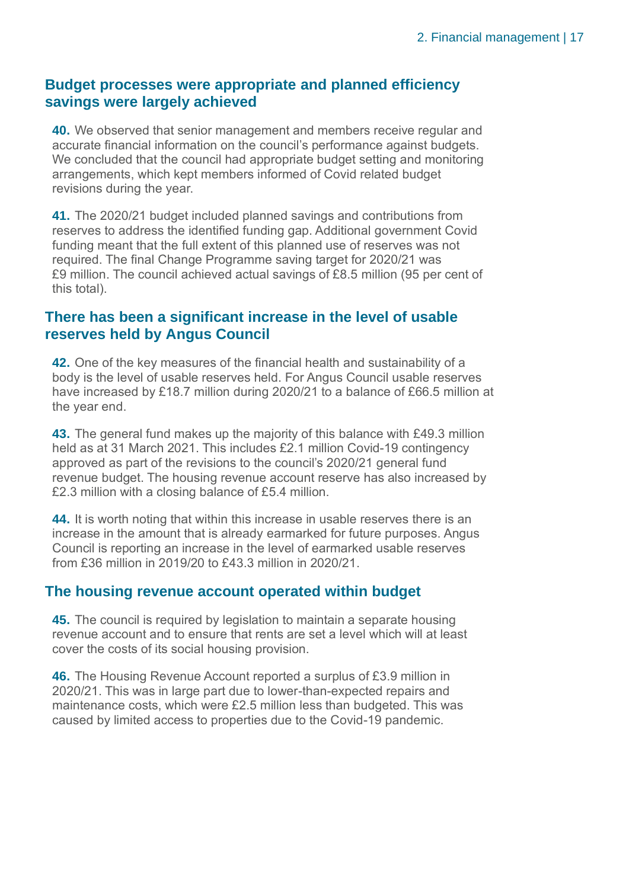## Budget processes were appropriate and planned efficiency savings were largely achieved

**40.** We observed that senior management and members receive regular and accurate financial information on the council's performance against budgets. We concluded that the council had appropriate budget setting and monitoring arrangements, which kept members informed of Covid related budget revisions during the year.

**41.** The 2020/21 budget included planned savings and contributions from reserves to address the identified funding gap. Additional government Covid funding meant that the full extent of this planned use of reserves was not required. The final Change Programme saving target for 2020/21 was £9 million. The council achieved actual savings of £8.5 million (95 per cent of this total).

## There has been a significant increase in the level of usable reserves held by Angus Council

**42.** One of the key measures of the financial health and sustainability of a body is the level of usable reserves held. For Angus Council usable reserves have increased by £18.7 million during 2020/21 to a balance of £66.5 million at the year end.

**43.** The general fund makes up the majority of this balance with £49.3 million held as at 31 March 2021. This includes £2.1 million Covid-19 contingency approved as part of the revisions to the council's 2020/21 general fund revenue budget. The housing revenue account reserve has also increased by £2.3 million with a closing balance of £5.4 million.

**44.** It is worth noting that within this increase in usable reserves there is an increase in the amount that is already earmarked for future purposes. Angus Council is reporting an increase in the level of earmarked usable reserves from £36 million in 2019/20 to £43.3 million in 2020/21.

## The housing revenue account operated within budget

**45.** The council is required by legislation to maintain a separate housing revenue account and to ensure that rents are set a level which will at least cover the costs of its social housing provision.

**46.** The Housing Revenue Account reported a surplus of £3.9 million in 2020/21. This was in large part due to lower-than-expected repairs and maintenance costs, which were £2.5 million less than budgeted. This was caused by limited access to properties due to the Covid-19 pandemic.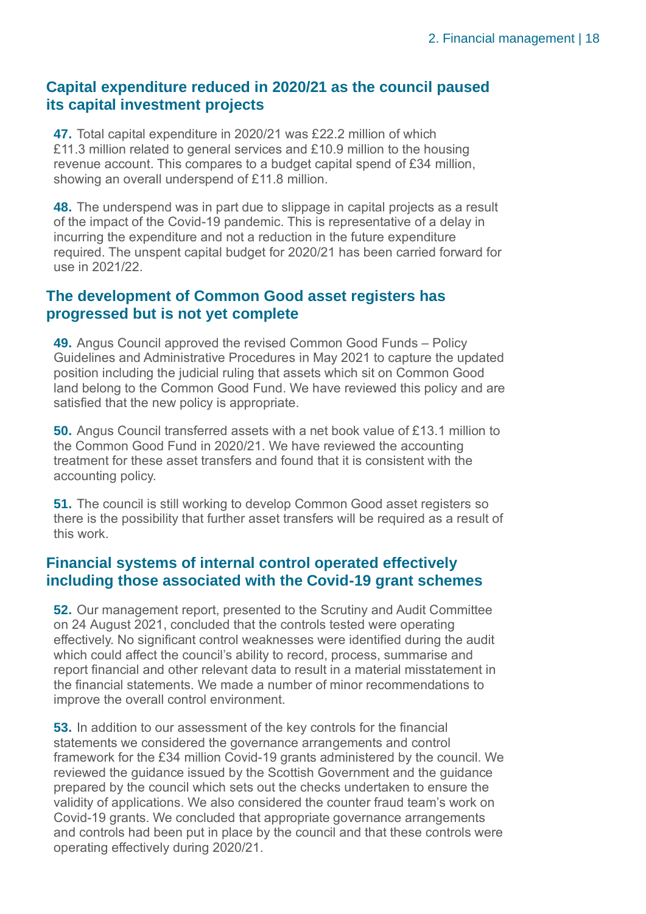## Capital expenditure reduced in 2020/21 as the council paused its capital investment projects

**47.** Total capital expenditure in 2020/21 was £22.2 million of which £11.3 million related to general services and £10.9 million to the housing revenue account. This compares to a budget capital spend of £34 million, showing an overall underspend of £11.8 million.

**48.** The underspend was in part due to slippage in capital projects as a result of the impact of the Covid-19 pandemic. This is representative of a delay in incurring the expenditure and not a reduction in the future expenditure required. The unspent capital budget for 2020/21 has been carried forward for use in 2021/22.

## The development of Common Good asset registers has progressed but is not yet complete

**49.** Angus Council approved the revised Common Good Funds – Policy Guidelines and Administrative Procedures in May 2021 to capture the updated position including the judicial ruling that assets which sit on Common Good land belong to the Common Good Fund. We have reviewed this policy and are satisfied that the new policy is appropriate.

**50.** Angus Council transferred assets with a net book value of £13.1 million to the Common Good Fund in 2020/21. We have reviewed the accounting treatment for these asset transfers and found that it is consistent with the accounting policy.

**51.** The council is still working to develop Common Good asset registers so there is the possibility that further asset transfers will be required as a result of this work.

## Financial systems of internal control operated effectively including those associated with the Covid-19 grant schemes

**52.** Our management report, presented to the Scrutiny and Audit Committee on 24 August 2021, concluded that the controls tested were operating effectively. No significant control weaknesses were identified during the audit which could affect the council's ability to record, process, summarise and report financial and other relevant data to result in a material misstatement in the financial statements. We made a number of minor recommendations to improve the overall control environment.

**53.** In addition to our assessment of the key controls for the financial statements we considered the governance arrangements and control framework for the £34 million Covid-19 grants administered by the council. We reviewed the guidance issued by the Scottish Government and the guidance prepared by the council which sets out the checks undertaken to ensure the validity of applications. We also considered the counter fraud team's work on Covid-19 grants. We concluded that appropriate governance arrangements and controls had been put in place by the council and that these controls were operating effectively during 2020/21.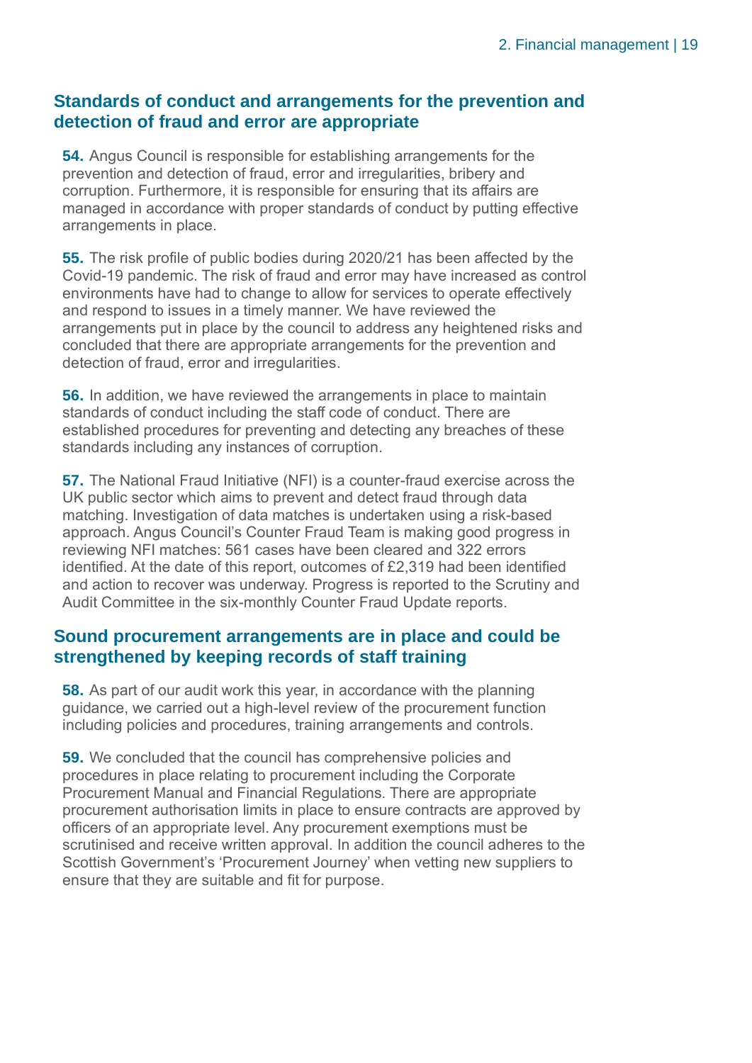## Standards of conduct and arrangements for the prevention and detection of fraud and error are appropriate

**54.** Angus Council is responsible for establishing arrangements for the prevention and detection of fraud, error and irregularities, bribery and corruption. Furthermore, it is responsible for ensuring that its affairs are managed in accordance with proper standards of conduct by putting effective arrangements in place.

**55.** The risk profile of public bodies during 2020/21 has been affected by the Covid-19 pandemic. The risk of fraud and error may have increased as control environments have had to change to allow for services to operate effectively and respond to issues in a timely manner. We have reviewed the arrangements put in place by the council to address any heightened risks and concluded that there are appropriate arrangements for the prevention and detection of fraud, error and irregularities.

**56.** In addition, we have reviewed the arrangements in place to maintain standards of conduct including the staff code of conduct. There are established procedures for preventing and detecting any breaches of these standards including any instances of corruption.

**57.** The National Fraud Initiative (NFI) is a counter-fraud exercise across the UK public sector which aims to prevent and detect fraud through data matching. Investigation of data matches is undertaken using a risk-based approach. Angus Council's Counter Fraud Team is making good progress in reviewing NFI matches: 561 cases have been cleared and 322 errors identified. At the date of this report, outcomes of £2,319 had been identified and action to recover was underway. Progress is reported to the Scrutiny and Audit Committee in the six-monthly Counter Fraud Update reports.

## Sound procurement arrangements are in place and could be strengthened by keeping records of staff training

**58.** As part of our audit work this year, in accordance with the planning guidance, we carried out a high-level review of the procurement function including policies and procedures, training arrangements and controls.

**59.** We concluded that the council has comprehensive policies and procedures in place relating to procurement including the Corporate Procurement Manual and Financial Regulations. There are appropriate procurement authorisation limits in place to ensure contracts are approved by officers of an appropriate level. Any procurement exemptions must be scrutinised and receive written approval. In addition the council adheres to the Scottish Government's 'Procurement Journey' when vetting new suppliers to ensure that they are suitable and fit for purpose.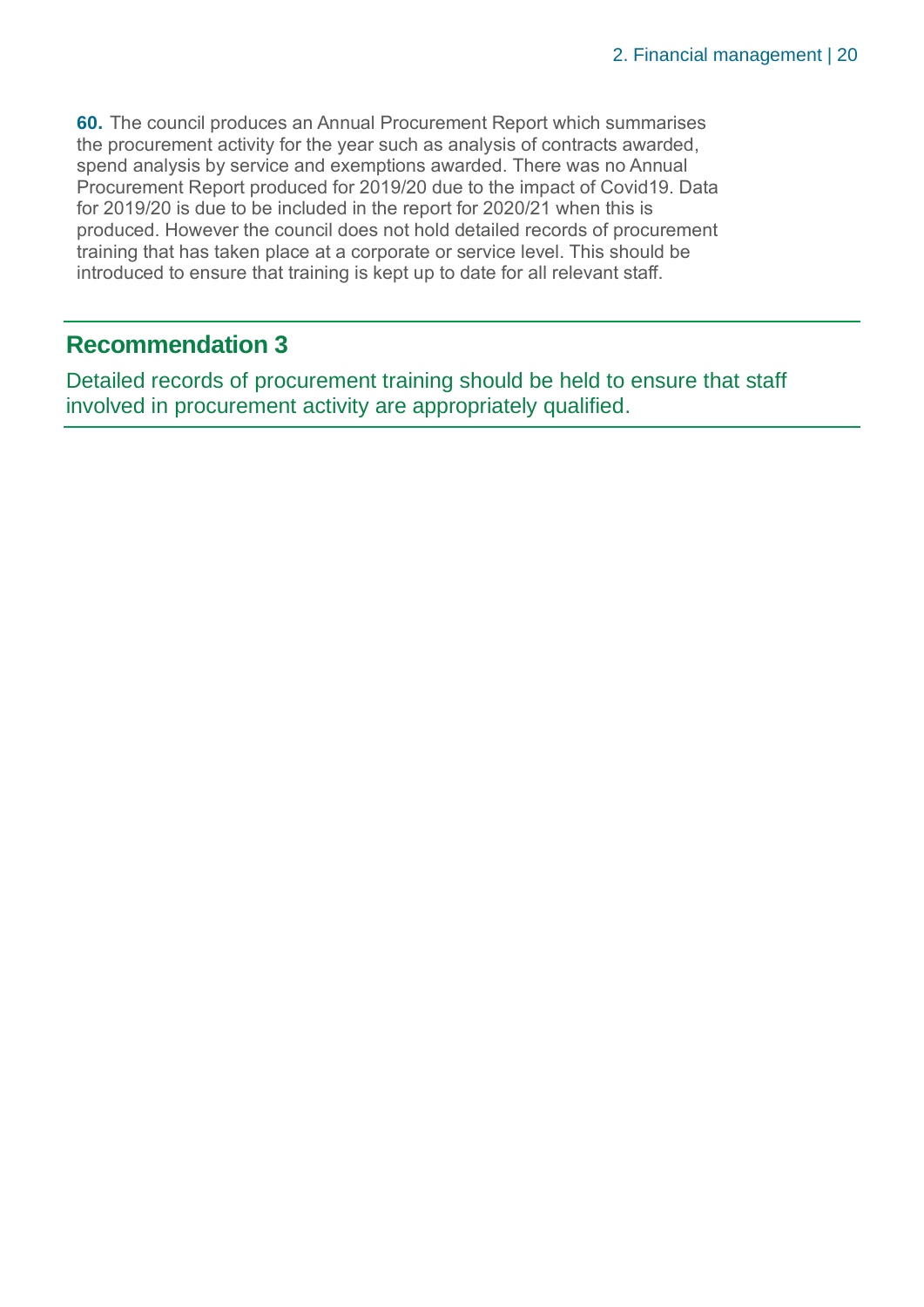**60.** The council produces an Annual Procurement Report which summarises the procurement activity for the year such as analysis of contracts awarded, spend analysis by service and exemptions awarded. There was no Annual Procurement Report produced for 2019/20 due to the impact of Covid19. Data for 2019/20 is due to be included in the report for 2020/21 when this is produced. However the council does not hold detailed records of procurement training that has taken place at a corporate or service level. This should be introduced to ensure that training is kept up to date for all relevant staff.

## Recommendation 3

Detailed records of procurement training should be held to ensure that staff involved in procurement activity are appropriately qualified.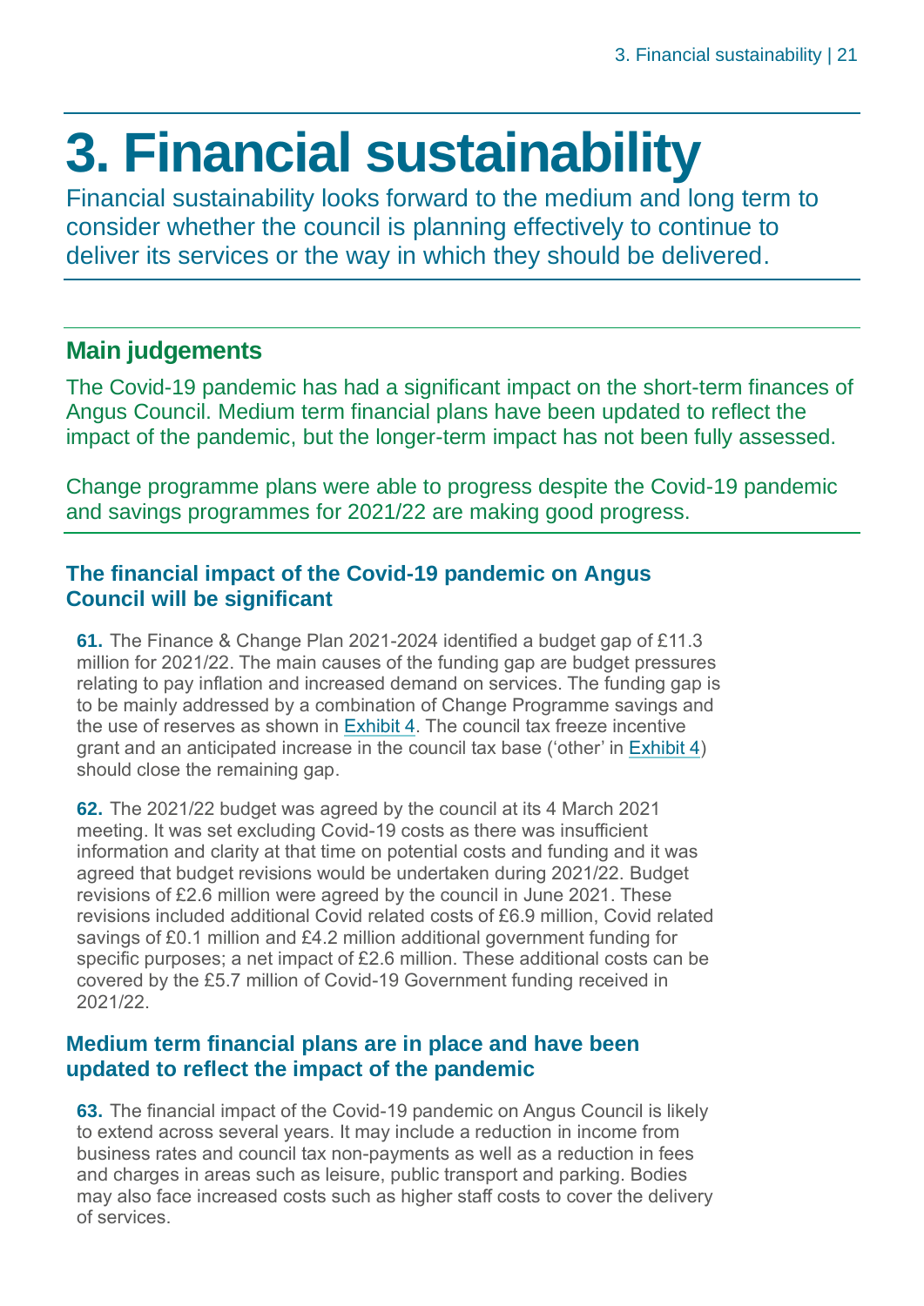# 3. Financial sustainability

Financial sustainability looks forward to the medium and long term to consider whether the council is planning effectively to continue to deliver its services or the way in which they should be delivered.

## Main judgements

The Covid-19 pandemic has had a significant impact on the short-term finances of Angus Council. Medium term financial plans have been updated to reflect the impact of the pandemic, but the longer-term impact has not been fully assessed.

Change programme plans were able to progress despite the Covid-19 pandemic and savings programmes for 2021/22 are making good progress.

### The financial impact of the Covid-19 pandemic on Angus Council will be significant

**61.** The Finance & Change Plan 2021-2024 identified a budget gap of £11.3 million for 2021/22. The main causes of the funding gap are budget pressures relating to pay inflation and increased demand on services. The funding gap is to be mainly addressed by a combination of Change Programme savings and the use of reserves as shown in Exhibit 4. The council tax freeze incentive grant and an anticipated increase in the council tax base ('other' in Exhibit 4) should close the remaining gap.

**62.** The 2021/22 budget was agreed by the council at its 4 March 2021 meeting. It was set excluding Covid-19 costs as there was insufficient information and clarity at that time on potential costs and funding and it was agreed that budget revisions would be undertaken during 2021/22. Budget revisions of £2.6 million were agreed by the council in June 2021. These revisions included additional Covid related costs of £6.9 million, Covid related savings of £0.1 million and £4.2 million additional government funding for specific purposes; a net impact of £2.6 million. These additional costs can be covered by the £5.7 million of Covid-19 Government funding received in 2021/22.

### Medium term financial plans are in place and have been updated to reflect the impact of the pandemic

**63.** The financial impact of the Covid-19 pandemic on Angus Council is likely to extend across several years. It may include a reduction in income from business rates and council tax non-payments as well as a reduction in fees and charges in areas such as leisure, public transport and parking. Bodies may also face increased costs such as higher staff costs to cover the delivery of services.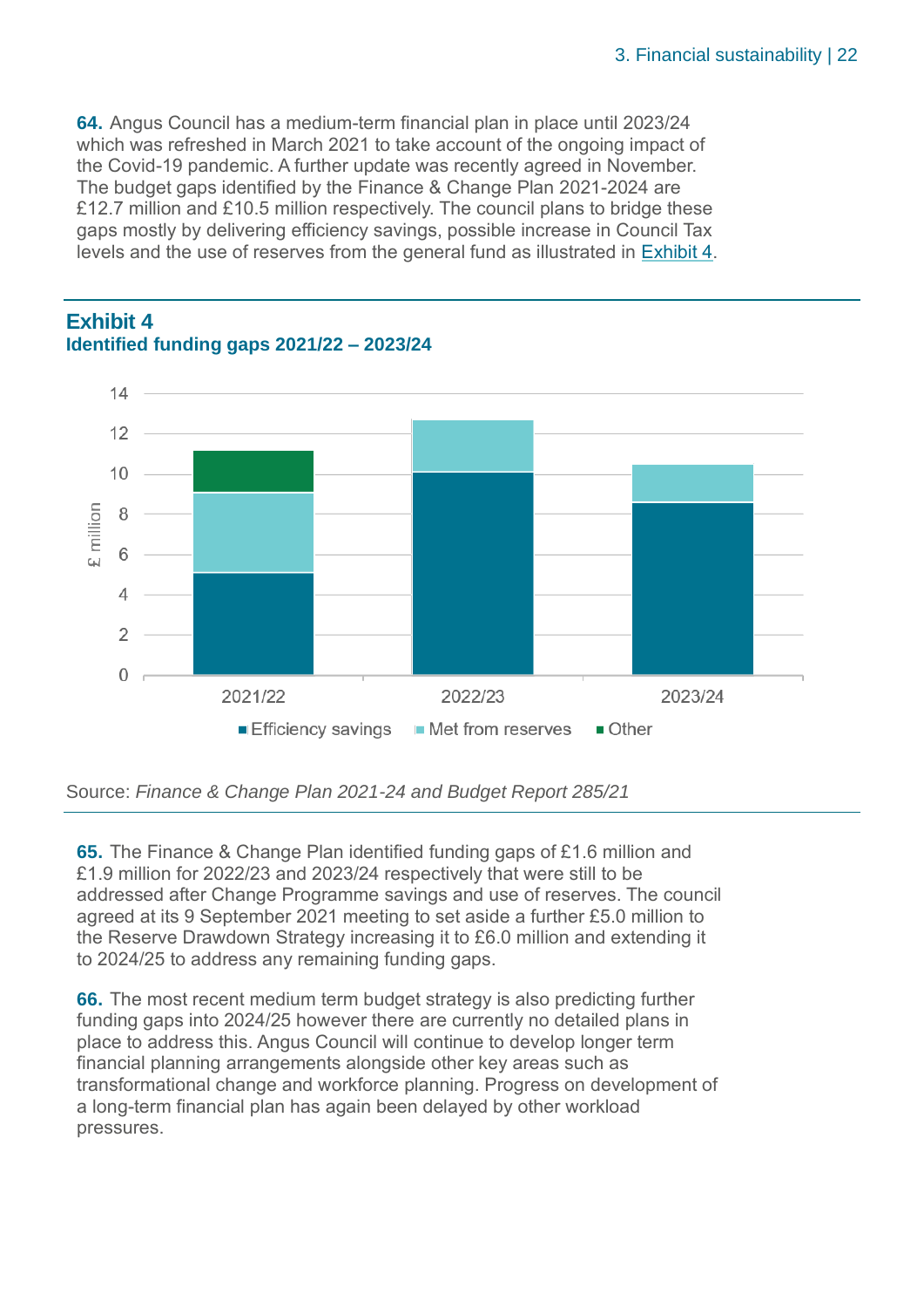**64.** Angus Council has a medium-term financial plan in place until 2023/24 which was refreshed in March 2021 to take account of the ongoing impact of the Covid-19 pandemic. A further update was recently agreed in November. The budget gaps identified by the Finance & Change Plan 2021-2024 are £12.7 million and £10.5 million respectively. The council plans to bridge these gaps mostly by delivering efficiency savings, possible increase in Council Tax levels and the use of reserves from the general fund as illustrated in Exhibit 4.

## Exhibit 4
### Identified funding gaps 2021/22 – 2023/24

Source: *Finance & Change Plan 2021-24 and Budget Report 285/21*

**65.** The Finance & Change Plan identified funding gaps of £1.6 million and £1.9 million for 2022/23 and 2023/24 respectively that were still to be addressed after Change Programme savings and use of reserves. The council agreed at its 9 September 2021 meeting to set aside a further £5.0 million to the Reserve Drawdown Strategy increasing it to £6.0 million and extending it to 2024/25 to address any remaining funding gaps.

**66.** The most recent medium term budget strategy is also predicting further funding gaps into 2024/25 however there are currently no detailed plans in place to address this. Angus Council will continue to develop longer term financial planning arrangements alongside other key areas such as transformational change and workforce planning. Progress on development of a long-term financial plan has again been delayed by other workload pressures.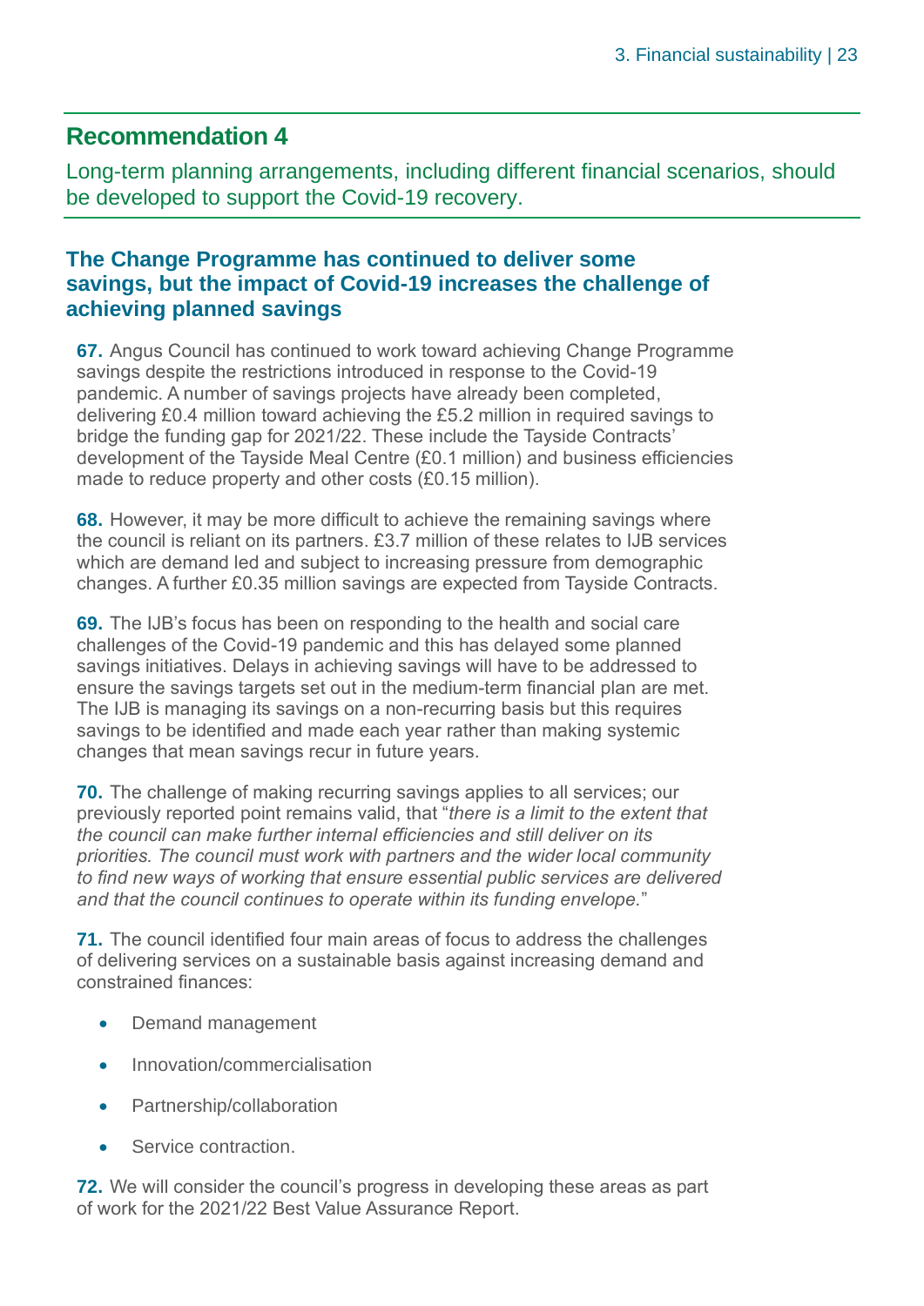## Recommendation 4

Long-term planning arrangements, including different financial scenarios, should be developed to support the Covid-19 recovery.

### The Change Programme has continued to deliver some savings, but the impact of Covid-19 increases the challenge of achieving planned savings

**67.** Angus Council has continued to work toward achieving Change Programme savings despite the restrictions introduced in response to the Covid-19 pandemic. A number of savings projects have already been completed, delivering £0.4 million toward achieving the £5.2 million in required savings to bridge the funding gap for 2021/22. These include the Tayside Contracts' development of the Tayside Meal Centre (£0.1 million) and business efficiencies made to reduce property and other costs (£0.15 million).

**68.** However, it may be more difficult to achieve the remaining savings where the council is reliant on its partners. £3.7 million of these relates to IJB services which are demand led and subject to increasing pressure from demographic changes. A further £0.35 million savings are expected from Tayside Contracts.

**69.** The IJB's focus has been on responding to the health and social care challenges of the Covid-19 pandemic and this has delayed some planned savings initiatives. Delays in achieving savings will have to be addressed to ensure the savings targets set out in the medium-term financial plan are met. The IJB is managing its savings on a non-recurring basis but this requires savings to be identified and made each year rather than making systemic changes that mean savings recur in future years.

**70.** The challenge of making recurring savings applies to all services; our previously reported point remains valid, that "*there is a limit to the extent that the council can make further internal efficiencies and still deliver on its priorities. The council must work with partners and the wider local community to find new ways of working that ensure essential public services are delivered and that the council continues to operate within its funding envelope.*"

**71.** The council identified four main areas of focus to address the challenges of delivering services on a sustainable basis against increasing demand and constrained finances:

- Demand management
- Innovation/commercialisation
- Partnership/collaboration
- Service contraction.

**72.** We will consider the council's progress in developing these areas as part of work for the 2021/22 Best Value Assurance Report.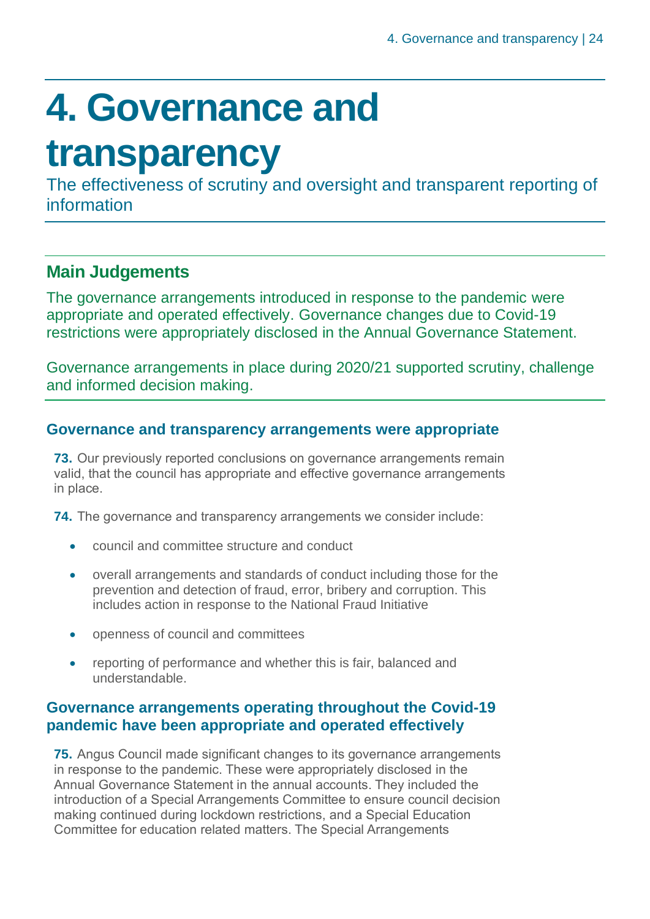# 4. Governance and transparency

The effectiveness of scrutiny and oversight and transparent reporting of information

## Main Judgements

The governance arrangements introduced in response to the pandemic were appropriate and operated effectively. Governance changes due to Covid-19 restrictions were appropriately disclosed in the Annual Governance Statement.

Governance arrangements in place during 2020/21 supported scrutiny, challenge and informed decision making.

### Governance and transparency arrangements were appropriate

**73.** Our previously reported conclusions on governance arrangements remain valid, that the council has appropriate and effective governance arrangements in place.

**74.** The governance and transparency arrangements we consider include:

- council and committee structure and conduct
- overall arrangements and standards of conduct including those for the prevention and detection of fraud, error, bribery and corruption. This includes action in response to the National Fraud Initiative
- openness of council and committees
- reporting of performance and whether this is fair, balanced and understandable.

### Governance arrangements operating throughout the Covid-19 pandemic have been appropriate and operated effectively

**75.** Angus Council made significant changes to its governance arrangements in response to the pandemic. These were appropriately disclosed in the Annual Governance Statement in the annual accounts. They included the introduction of a Special Arrangements Committee to ensure council decision making continued during lockdown restrictions, and a Special Education Committee for education related matters. The Special Arrangements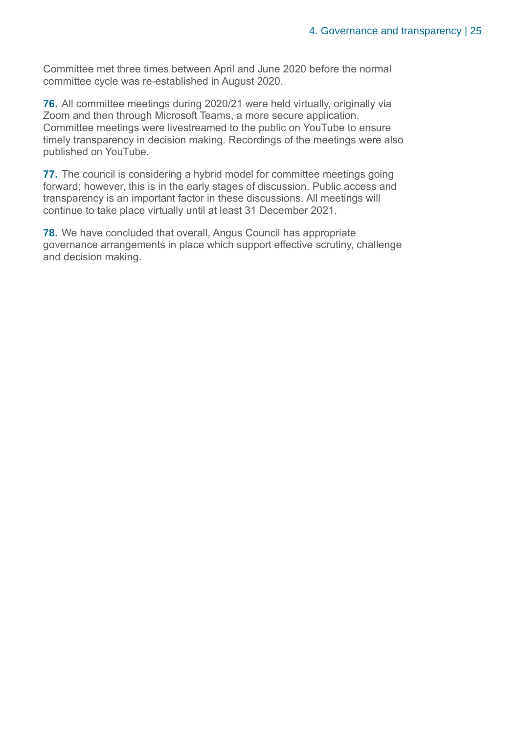Committee met three times between April and June 2020 before the normal committee cycle was re-established in August 2020.

**76.** All committee meetings during 2020/21 were held virtually, originally via Zoom and then through Microsoft Teams, a more secure application. Committee meetings were livestreamed to the public on YouTube to ensure timely transparency in decision making. Recordings of the meetings were also published on YouTube.

**77.** The council is considering a hybrid model for committee meetings going forward; however, this is in the early stages of discussion. Public access and transparency is an important factor in these discussions. All meetings will continue to take place virtually until at least 31 December 2021.

**78.** We have concluded that overall, Angus Council has appropriate governance arrangements in place which support effective scrutiny, challenge and decision making.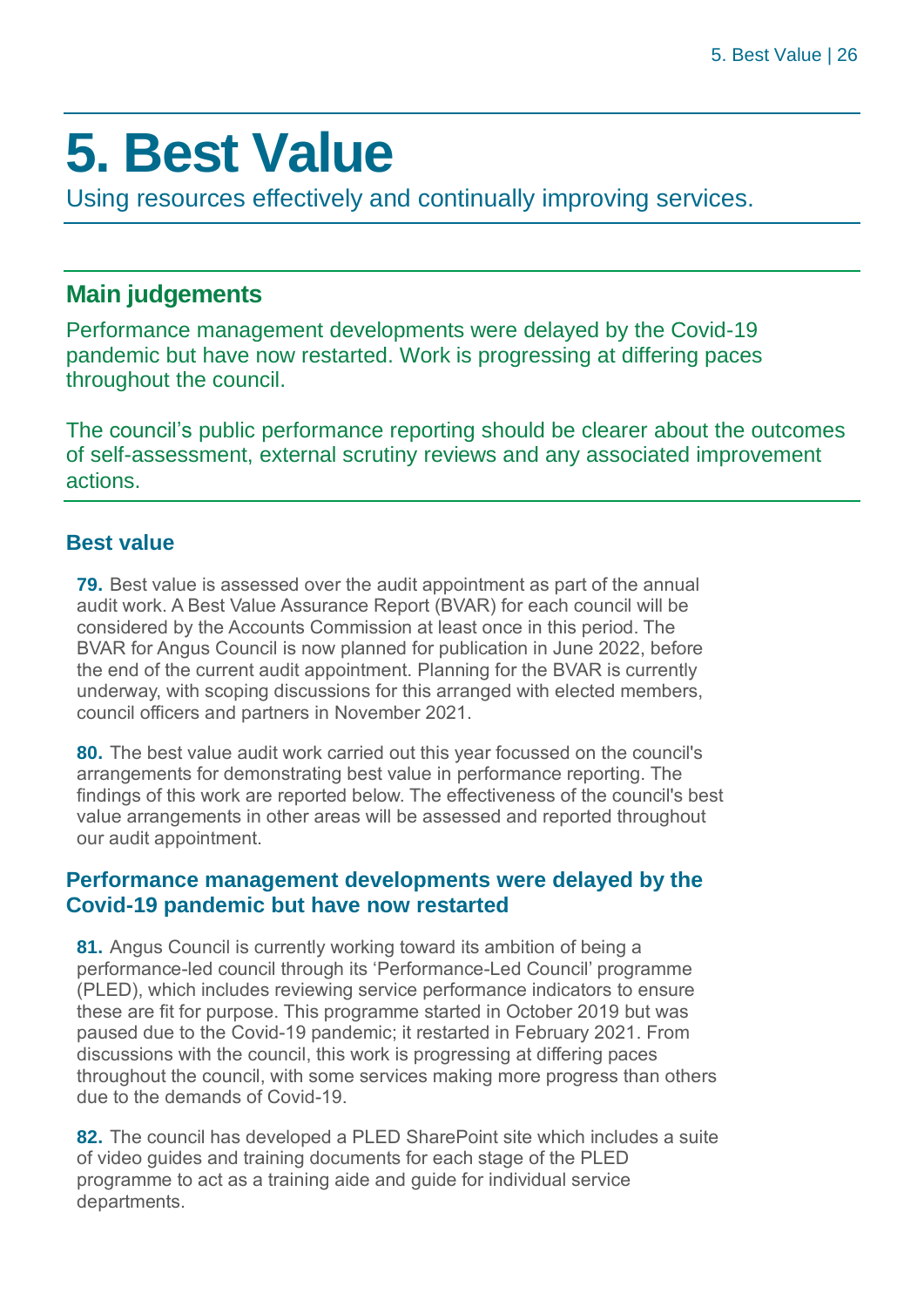# 5. Best Value

Using resources effectively and continually improving services.

## Main judgements

Performance management developments were delayed by the Covid-19 pandemic but have now restarted. Work is progressing at differing paces throughout the council.

The council's public performance reporting should be clearer about the outcomes of self-assessment, external scrutiny reviews and any associated improvement actions.

### Best value

**79.** Best value is assessed over the audit appointment as part of the annual audit work. A Best Value Assurance Report (BVAR) for each council will be considered by the Accounts Commission at least once in this period. The BVAR for Angus Council is now planned for publication in June 2022, before the end of the current audit appointment. Planning for the BVAR is currently underway, with scoping discussions for this arranged with elected members, council officers and partners in November 2021.

**80.** The best value audit work carried out this year focussed on the council's arrangements for demonstrating best value in performance reporting. The findings of this work are reported below. The effectiveness of the council's best value arrangements in other areas will be assessed and reported throughout our audit appointment.

### Performance management developments were delayed by the Covid-19 pandemic but have now restarted

**81.** Angus Council is currently working toward its ambition of being a performance-led council through its 'Performance-Led Council' programme (PLED), which includes reviewing service performance indicators to ensure these are fit for purpose. This programme started in October 2019 but was paused due to the Covid-19 pandemic; it restarted in February 2021. From discussions with the council, this work is progressing at differing paces throughout the council, with some services making more progress than others due to the demands of Covid-19.

**82.** The council has developed a PLED SharePoint site which includes a suite of video guides and training documents for each stage of the PLED programme to act as a training aide and guide for individual service departments.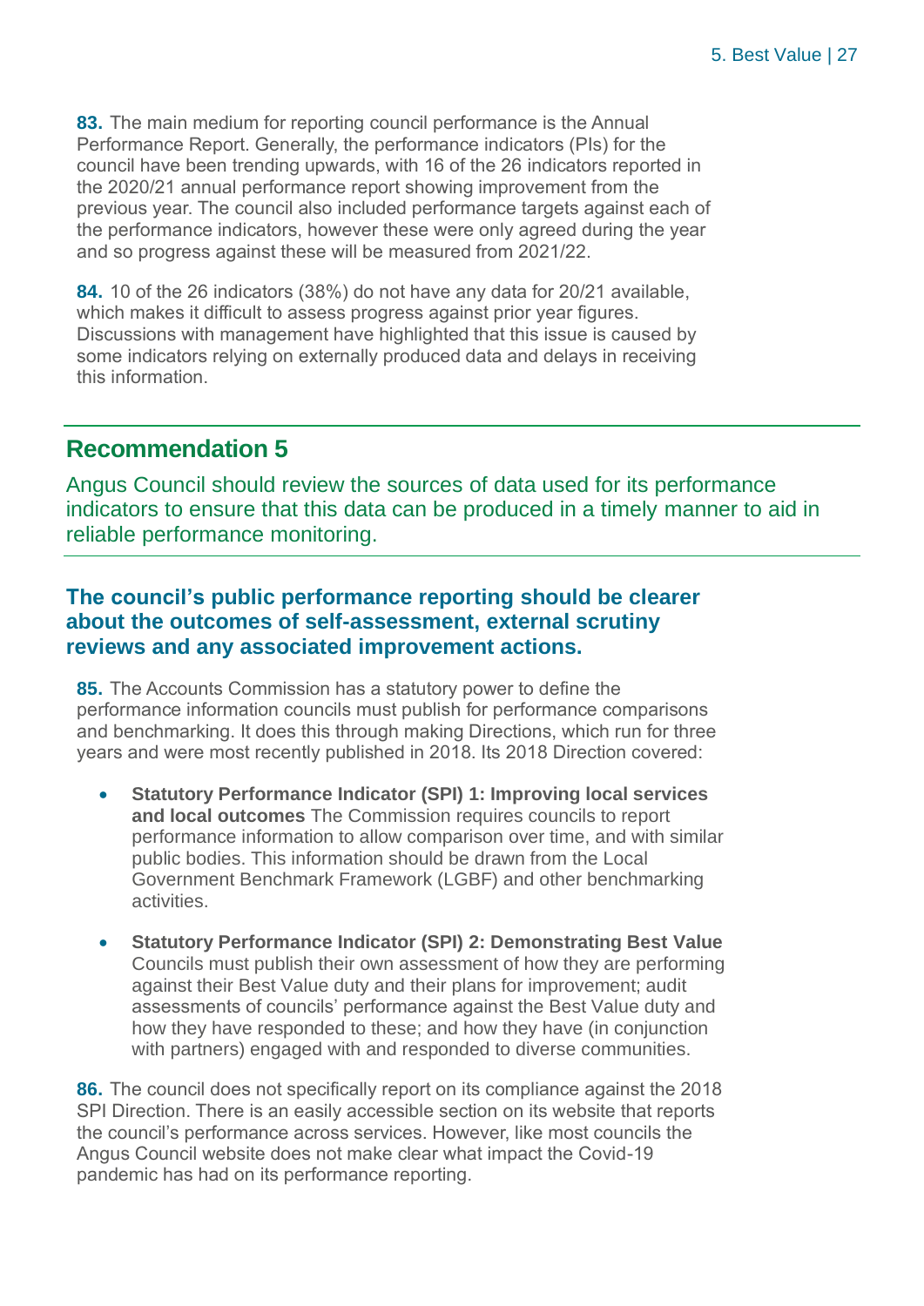**83.** The main medium for reporting council performance is the Annual Performance Report. Generally, the performance indicators (PIs) for the council have been trending upwards, with 16 of the 26 indicators reported in the 2020/21 annual performance report showing improvement from the previous year. The council also included performance targets against each of the performance indicators, however these were only agreed during the year and so progress against these will be measured from 2021/22.

**84.** 10 of the 26 indicators (38%) do not have any data for 20/21 available, which makes it difficult to assess progress against prior year figures. Discussions with management have highlighted that this issue is caused by some indicators relying on externally produced data and delays in receiving this information.

## Recommendation 5

Angus Council should review the sources of data used for its performance indicators to ensure that this data can be produced in a timely manner to aid in reliable performance monitoring.

### The council's public performance reporting should be clearer about the outcomes of self-assessment, external scrutiny reviews and any associated improvement actions.

**85.** The Accounts Commission has a statutory power to define the performance information councils must publish for performance comparisons and benchmarking. It does this through making Directions, which run for three years and were most recently published in 2018. Its 2018 Direction covered:

- **Statutory Performance Indicator (SPI) 1: Improving local services and local outcomes** The Commission requires councils to report performance information to allow comparison over time, and with similar public bodies. This information should be drawn from the Local Government Benchmark Framework (LGBF) and other benchmarking activities.

- **Statutory Performance Indicator (SPI) 2: Demonstrating Best Value** Councils must publish their own assessment of how they are performing against their Best Value duty and their plans for improvement; audit assessments of councils' performance against the Best Value duty and how they have responded to these; and how they have (in conjunction with partners) engaged with and responded to diverse communities.

**86.** The council does not specifically report on its compliance against the 2018 SPI Direction. There is an easily accessible section on its website that reports the council's performance across services. However, like most councils the Angus Council website does not make clear what impact the Covid-19 pandemic has had on its performance reporting.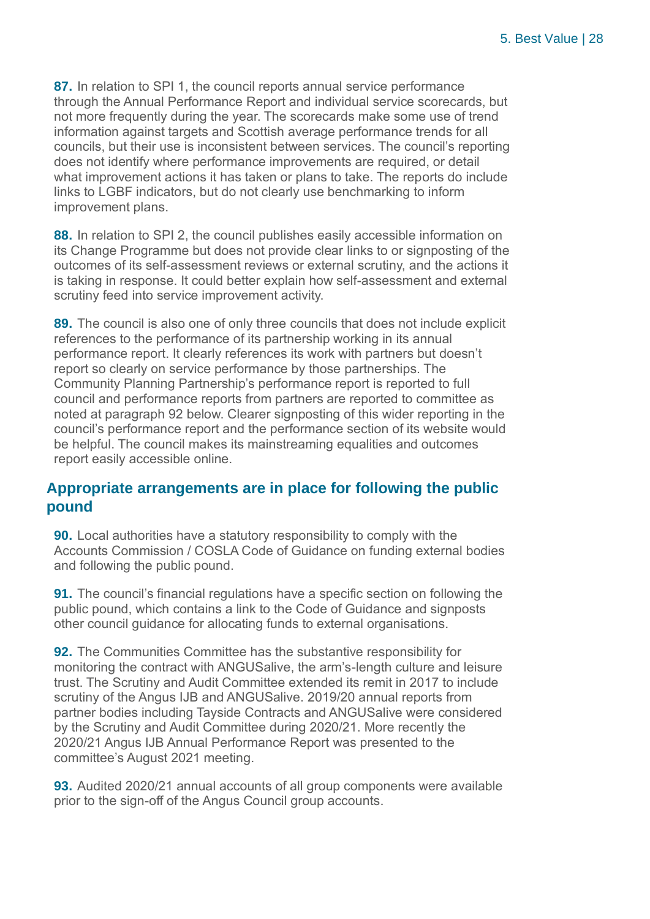**87.** In relation to SPI 1, the council reports annual service performance through the Annual Performance Report and individual service scorecards, but not more frequently during the year. The scorecards make some use of trend information against targets and Scottish average performance trends for all councils, but their use is inconsistent between services. The council's reporting does not identify where performance improvements are required, or detail what improvement actions it has taken or plans to take. The reports do include links to LGBF indicators, but do not clearly use benchmarking to inform improvement plans.

**88.** In relation to SPI 2, the council publishes easily accessible information on its Change Programme but does not provide clear links to or signposting of the outcomes of its self-assessment reviews or external scrutiny, and the actions it is taking in response. It could better explain how self-assessment and external scrutiny feed into service improvement activity.

**89.** The council is also one of only three councils that does not include explicit references to the performance of its partnership working in its annual performance report. It clearly references its work with partners but doesn't report so clearly on service performance by those partnerships. The Community Planning Partnership's performance report is reported to full council and performance reports from partners are reported to committee as noted at paragraph 92 below. Clearer signposting of this wider reporting in the council's performance report and the performance section of its website would be helpful. The council makes its mainstreaming equalities and outcomes report easily accessible online.

## Appropriate arrangements are in place for following the public pound

**90.** Local authorities have a statutory responsibility to comply with the Accounts Commission / COSLA Code of Guidance on funding external bodies and following the public pound.

**91.** The council's financial regulations have a specific section on following the public pound, which contains a link to the Code of Guidance and signposts other council guidance for allocating funds to external organisations.

**92.** The Communities Committee has the substantive responsibility for monitoring the contract with ANGUSalive, the arm's-length culture and leisure trust. The Scrutiny and Audit Committee extended its remit in 2017 to include scrutiny of the Angus IJB and ANGUSalive. 2019/20 annual reports from partner bodies including Tayside Contracts and ANGUSalive were considered by the Scrutiny and Audit Committee during 2020/21. More recently the 2020/21 Angus IJB Annual Performance Report was presented to the committee's August 2021 meeting.

**93.** Audited 2020/21 annual accounts of all group components were available prior to the sign-off of the Angus Council group accounts.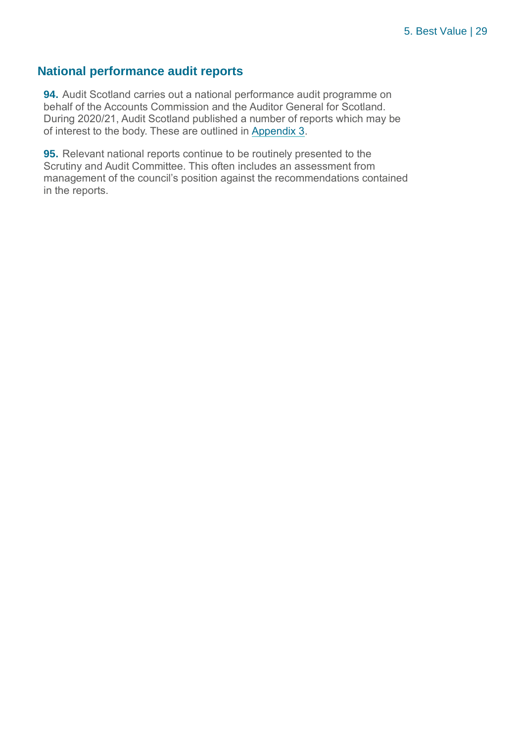## National performance audit reports

**94.** Audit Scotland carries out a national performance audit programme on behalf of the Accounts Commission and the Auditor General for Scotland. During 2020/21, Audit Scotland published a number of reports which may be of interest to the body. These are outlined in Appendix 3.

**95.** Relevant national reports continue to be routinely presented to the Scrutiny and Audit Committee. This often includes an assessment from management of the council's position against the recommendations contained in the reports.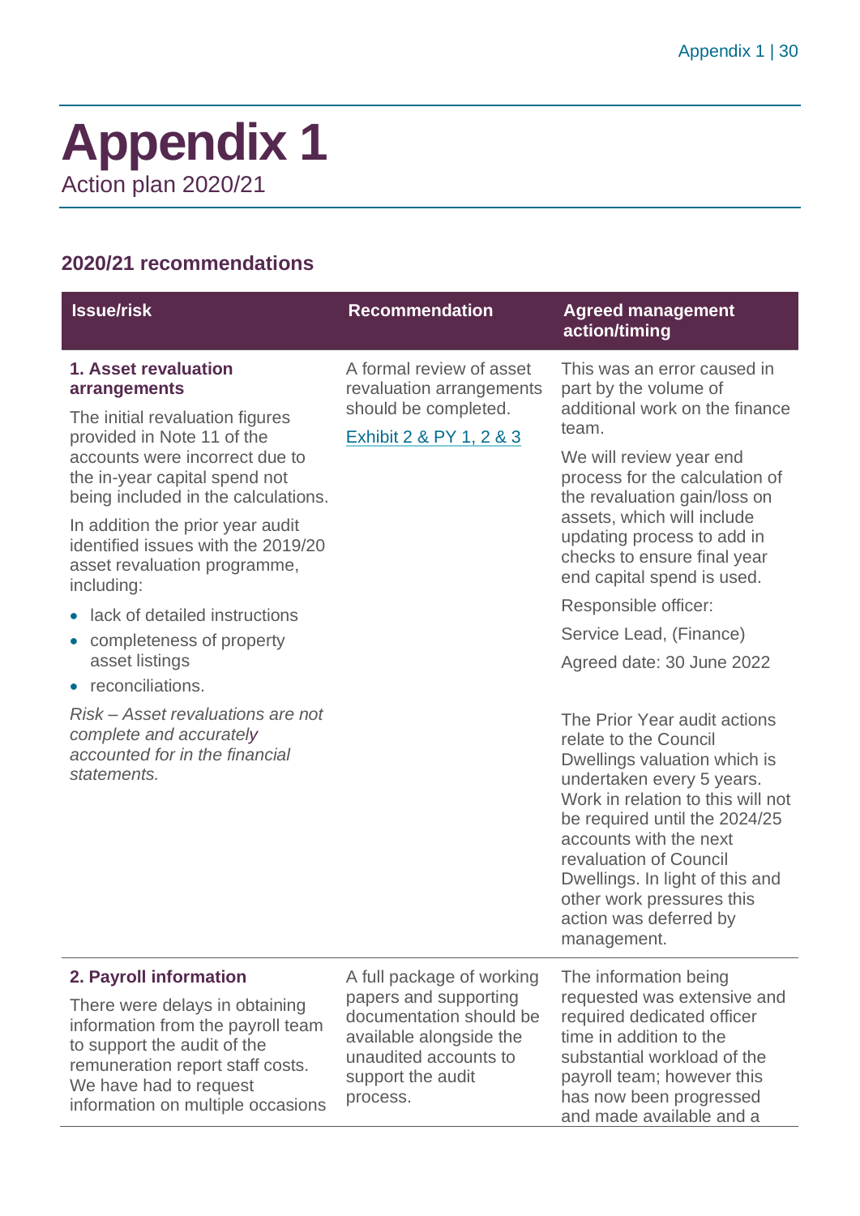# Appendix 1

Action plan 2020/21

## 2020/21 recommendations

| Issue/risk | Recommendation | Agreed management action/timing |
|---|---|---|
| **1. Asset revaluation arrangements**<br><br>The initial revaluation figures provided in Note 11 of the accounts were incorrect due to the in-year capital spend not being included in the calculations.<br><br>In addition the prior year audit identified issues with the 2019/20 asset revaluation programme, including:<br><br>• lack of detailed instructions<br>• completeness of property asset listings<br>• reconciliations.<br><br>*Risk – Asset revaluations are not complete and accurately accounted for in the financial statements.* | A formal review of asset revaluation arrangements should be completed.<br><br>Exhibit 2 & PY 1, 2 & 3 | This was an error caused in part by the volume of additional work on the finance team.<br><br>We will review year end process for the calculation of the revaluation gain/loss on assets, which will include updating process to add in checks to ensure final year end capital spend is used.<br><br>Responsible officer:<br><br>Service Lead, (Finance)<br><br>Agreed date: 30 June 2022<br><br>The Prior Year audit actions relate to the Council Dwellings valuation which is undertaken every 5 years. Work in relation to this will not be required until the 2024/25 accounts with the next revaluation of Council Dwellings. In light of this and other work pressures this action was deferred by management. |
| **2. Payroll information**<br><br>There were delays in obtaining information from the payroll team to support the audit of the remuneration report staff costs. We have had to request information on multiple occasions | A full package of working papers and supporting documentation should be available alongside the unaudited accounts to support the audit process. | The information being requested was extensive and required dedicated officer time in addition to the substantial workload of the payroll team; however this has now been progressed and made available and a |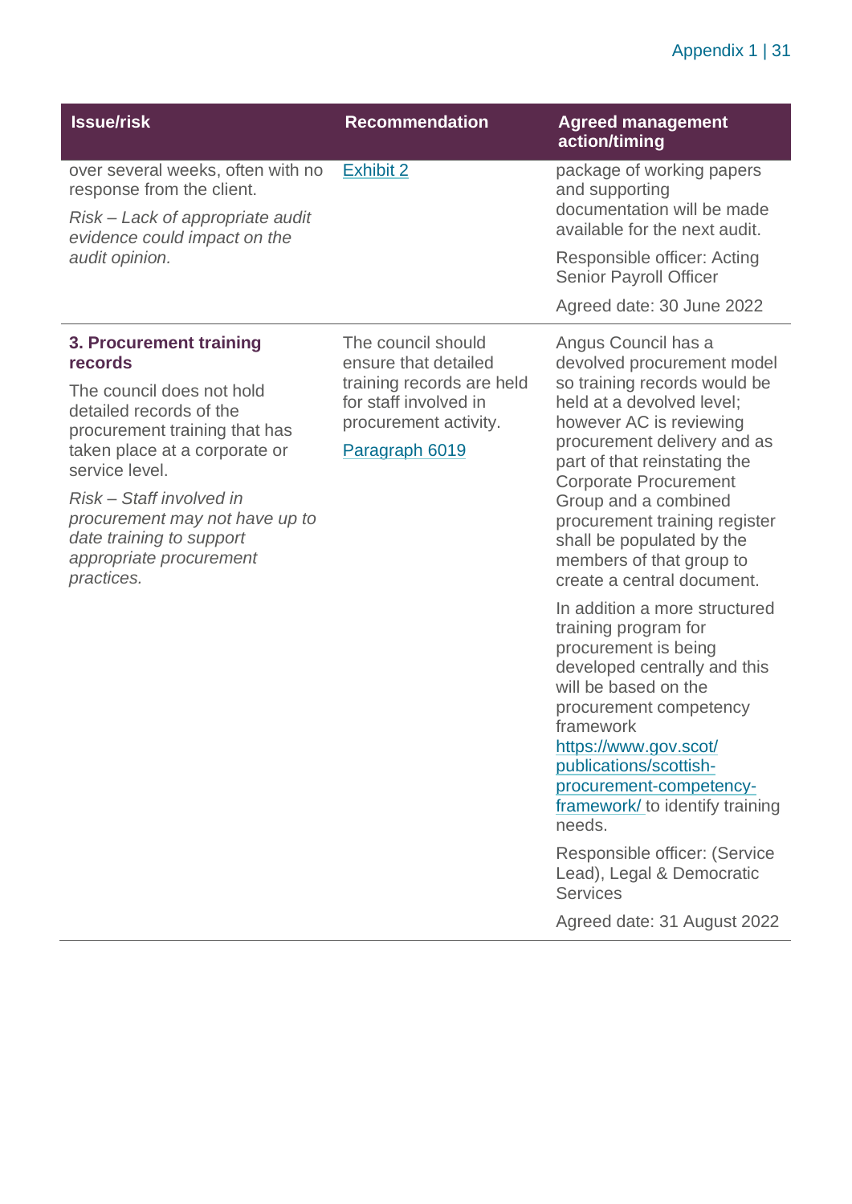| Issue/risk | Recommendation | Agreed management action/timing |
|---|---|---|
| over several weeks, often with no response from the client.<br><br>*Risk – Lack of appropriate audit evidence could impact on the audit opinion.* | Exhibit 2 | package of working papers and supporting documentation will be made available for the next audit.<br><br>Responsible officer: Acting Senior Payroll Officer<br><br>Agreed date: 30 June 2022 |
| **3. Procurement training records**<br><br>The council does not hold detailed records of the procurement training that has taken place at a corporate or service level.<br><br>*Risk – Staff involved in procurement may not have up to date training to support appropriate procurement practices.* | The council should ensure that detailed training records are held for staff involved in procurement activity.<br><br>Paragraph 6019 | Angus Council has a devolved procurement model so training records would be held at a devolved level; however AC is reviewing procurement delivery and as part of that reinstating the Corporate Procurement Group and a combined procurement training register shall be populated by the members of that group to create a central document.<br><br>In addition a more structured training program for procurement is being developed centrally and this will be based on the procurement competency framework https://www.gov.scot/publications/scottish-procurement-competency-framework/ to identify training needs.<br><br>Responsible officer: (Service Lead), Legal & Democratic Services<br><br>Agreed date: 31 August 2022 |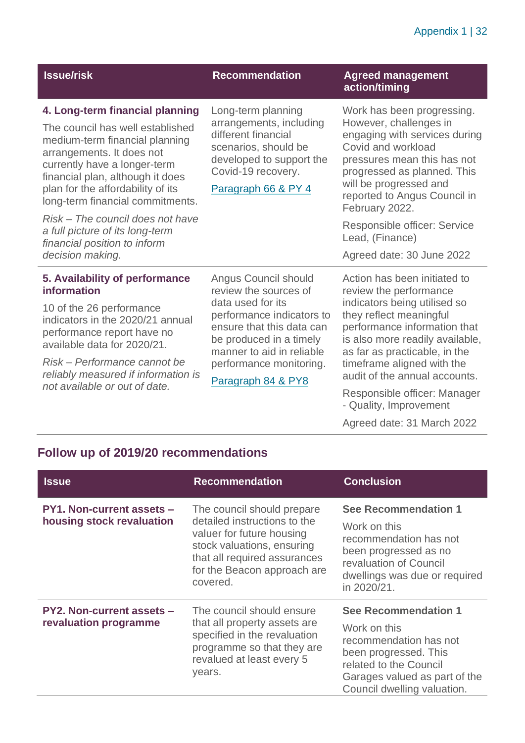| Issue/risk | Recommendation | Agreed management action/timing |
|---|---|---|
| **4. Long-term financial planning**<br><br>The council has well established medium-term financial planning arrangements. It does not currently have a longer-term financial plan, although it does plan for the affordability of its long-term financial commitments.<br><br>*Risk – The council does not have a full picture of its long-term financial position to inform decision making.* | Long-term planning arrangements, including different financial scenarios, should be developed to support the Covid-19 recovery.<br><br>Paragraph 66 & PY 4 | Work has been progressing. However, challenges in engaging with services during Covid and workload pressures mean this has not progressed as planned. This will be progressed and reported to Angus Council in February 2022.<br><br>Responsible officer: Service Lead, (Finance)<br><br>Agreed date: 30 June 2022 |
| **5. Availability of performance information**<br><br>10 of the 26 performance indicators in the 2020/21 annual performance report have no available data for 2020/21.<br><br>*Risk – Performance cannot be reliably measured if information is not available or out of date.* | Angus Council should review the sources of data used for its performance indicators to ensure that this data can be produced in a timely manner to aid in reliable performance monitoring.<br><br>Paragraph 84 & PY8 | Action has been initiated to review the performance indicators being utilised so they reflect meaningful performance information that is also more readily available, as far as practicable, in the timeframe aligned with the audit of the annual accounts.<br><br>Responsible officer: Manager - Quality, Improvement<br><br>Agreed date: 31 March 2022 |

## Follow up of 2019/20 recommendations

| Issue | Recommendation | Conclusion |
|---|---|---|
| **PY1. Non-current assets – housing stock revaluation** | The council should prepare detailed instructions to the valuer for future housing stock valuations, ensuring that all required assurances for the Beacon approach are covered. | **See Recommendation 1**<br><br>Work on this recommendation has not been progressed as no revaluation of Council dwellings was due or required in 2020/21. |
| **PY2. Non-current assets – revaluation programme** | The council should ensure that all property assets are specified in the revaluation programme so that they are revalued at least every 5 years. | **See Recommendation 1**<br><br>Work on this recommendation has not been progressed. This related to the Council Garages valued as part of the Council dwelling valuation. |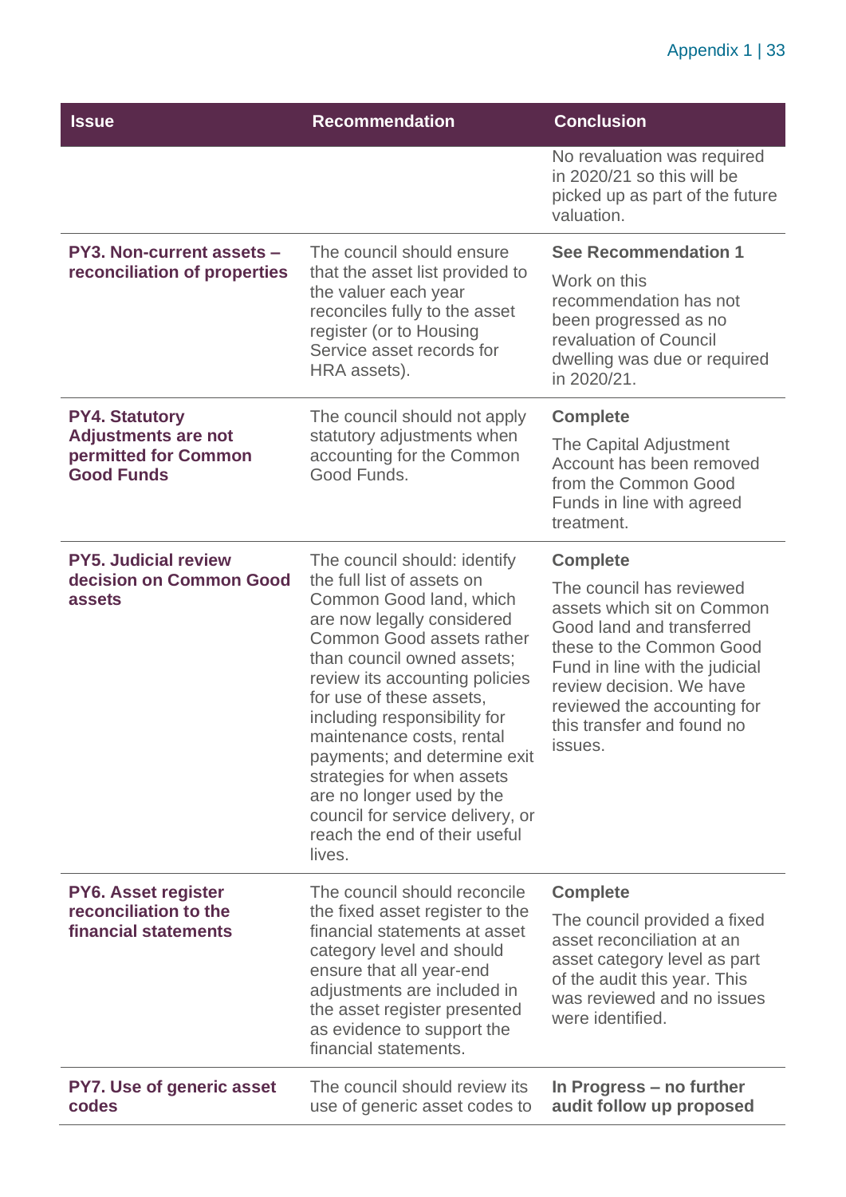| Issue | Recommendation | Conclusion |
|---|---|---|
| | | No revaluation was required in 2020/21 so this will be picked up as part of the future valuation. |
| **PY3. Non-current assets – reconciliation of properties** | The council should ensure that the asset list provided to the valuer each year reconciles fully to the asset register (or to Housing Service asset records for HRA assets). | **See Recommendation 1**<br><br>Work on this recommendation has not been progressed as no revaluation of Council dwelling was due or required in 2020/21. |
| **PY4. Statutory Adjustments are not permitted for Common Good Funds** | The council should not apply statutory adjustments when accounting for the Common Good Funds. | **Complete**<br><br>The Capital Adjustment Account has been removed from the Common Good Funds in line with agreed treatment. |
| **PY5. Judicial review decision on Common Good assets** | The council should: identify the full list of assets on Common Good land, which are now legally considered Common Good assets rather than council owned assets; review its accounting policies for use of these assets, including responsibility for maintenance costs, rental payments; and determine exit strategies for when assets are no longer used by the council for service delivery, or reach the end of their useful lives. | **Complete**<br><br>The council has reviewed assets which sit on Common Good land and transferred these to the Common Good Fund in line with the judicial review decision. We have reviewed the accounting for this transfer and found no issues. |
| **PY6. Asset register reconciliation to the financial statements** | The council should reconcile the fixed asset register to the financial statements at asset category level and should ensure that all year-end adjustments are included in the asset register presented as evidence to support the financial statements. | **Complete**<br><br>The council provided a fixed asset reconciliation at an asset category level as part of the audit this year. This was reviewed and no issues were identified. |
| **PY7. Use of generic asset codes** | The council should review its use of generic asset codes to | **In Progress – no further audit follow up proposed** |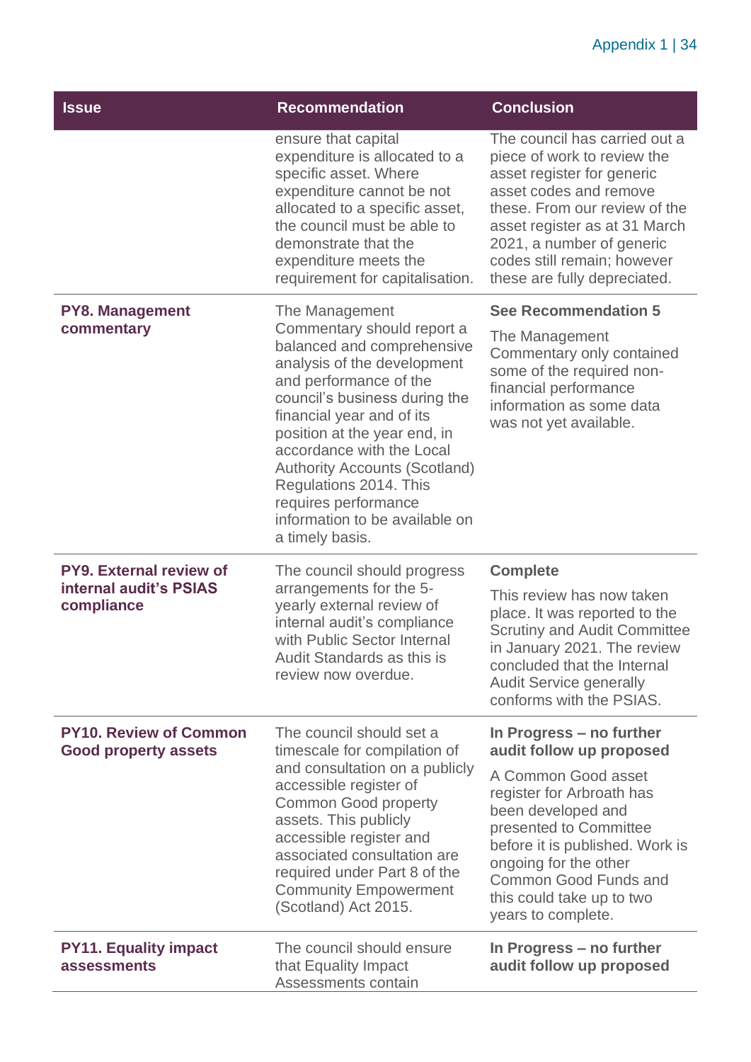| Issue | Recommendation | Conclusion |
|---|---|---|
| | ensure that capital expenditure is allocated to a specific asset. Where expenditure cannot be not allocated to a specific asset, the council must be able to demonstrate that the expenditure meets the requirement for capitalisation. | The council has carried out a piece of work to review the asset register for generic asset codes and remove these. From our review of the asset register as at 31 March 2021, a number of generic codes still remain; however these are fully depreciated. |
| **PY8. Management commentary** | The Management Commentary should report a balanced and comprehensive analysis of the development and performance of the council's business during the financial year and of its position at the year end, in accordance with the Local Authority Accounts (Scotland) Regulations 2014. This requires performance information to be available on a timely basis. | **See Recommendation 5**<br><br>The Management Commentary only contained some of the required non-financial performance information as some data was not yet available. |
| **PY9. External review of internal audit's PSIAS compliance** | The council should progress arrangements for the 5-yearly external review of internal audit's compliance with Public Sector Internal Audit Standards as this is review now overdue. | **Complete**<br><br>This review has now taken place. It was reported to the Scrutiny and Audit Committee in January 2021. The review concluded that the Internal Audit Service generally conforms with the PSIAS. |
| **PY10. Review of Common Good property assets** | The council should set a timescale for compilation of and consultation on a publicly accessible register of Common Good property assets. This publicly accessible register and associated consultation are required under Part 8 of the Community Empowerment (Scotland) Act 2015. | **In Progress – no further audit follow up proposed**<br><br>A Common Good asset register for Arbroath has been developed and presented to Committee before it is published. Work is ongoing for the other Common Good Funds and this could take up to two years to complete. |
| **PY11. Equality impact assessments** | The council should ensure that Equality Impact Assessments contain | **In Progress – no further audit follow up proposed** |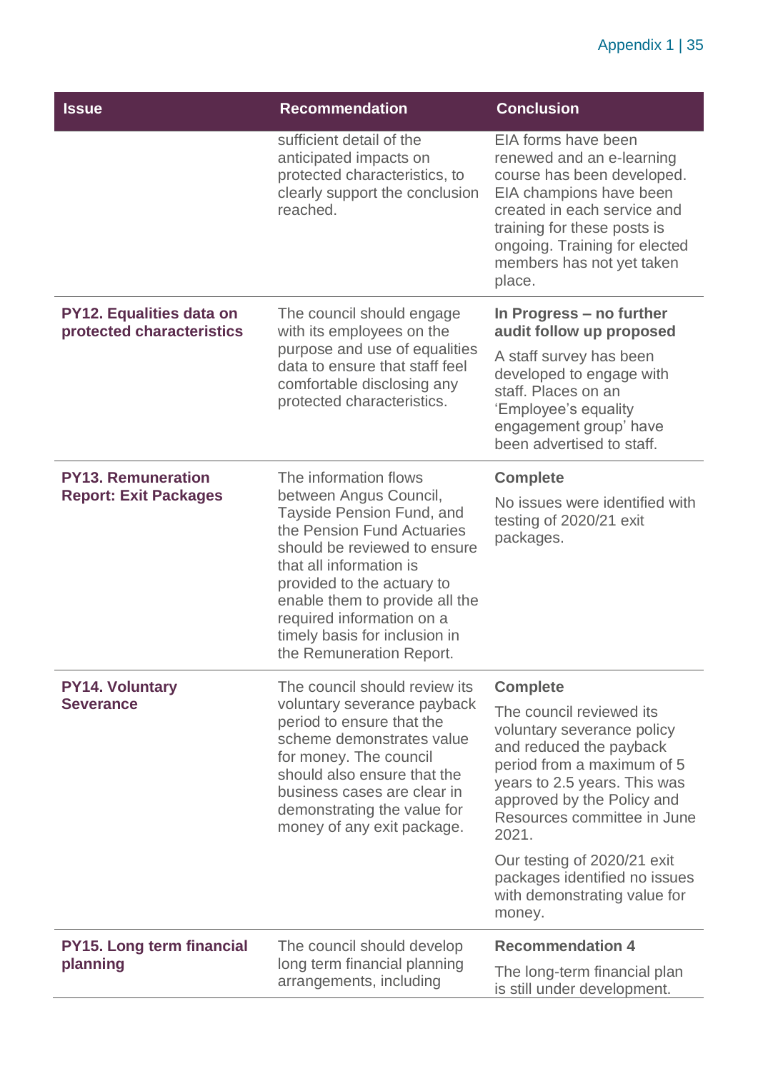| Issue | Recommendation | Conclusion |
|---|---|---|
| | sufficient detail of the anticipated impacts on protected characteristics, to clearly support the conclusion reached. | EIA forms have been renewed and an e-learning course has been developed. EIA champions have been created in each service and training for these posts is ongoing. Training for elected members has not yet taken place. |
| **PY12. Equalities data on protected characteristics** | The council should engage with its employees on the purpose and use of equalities data to ensure that staff feel comfortable disclosing any protected characteristics. | **In Progress – no further audit follow up proposed**<br><br>A staff survey has been developed to engage with staff. Places on an 'Employee's equality engagement group' have been advertised to staff. |
| **PY13. Remuneration Report: Exit Packages** | The information flows between Angus Council, Tayside Pension Fund, and the Pension Fund Actuaries should be reviewed to ensure that all information is provided to the actuary to enable them to provide all the required information on a timely basis for inclusion in the Remuneration Report. | **Complete**<br><br>No issues were identified with testing of 2020/21 exit packages. |
| **PY14. Voluntary Severance** | The council should review its voluntary severance payback period to ensure that the scheme demonstrates value for money. The council should also ensure that the business cases are clear in demonstrating the value for money of any exit package. | **Complete**<br><br>The council reviewed its voluntary severance policy and reduced the payback period from a maximum of 5 years to 2.5 years. This was approved by the Policy and Resources committee in June 2021.<br><br>Our testing of 2020/21 exit packages identified no issues with demonstrating value for money. |
| **PY15. Long term financial planning** | The council should develop long term financial planning arrangements, including | **Recommendation 4**<br><br>The long-term financial plan is still under development. |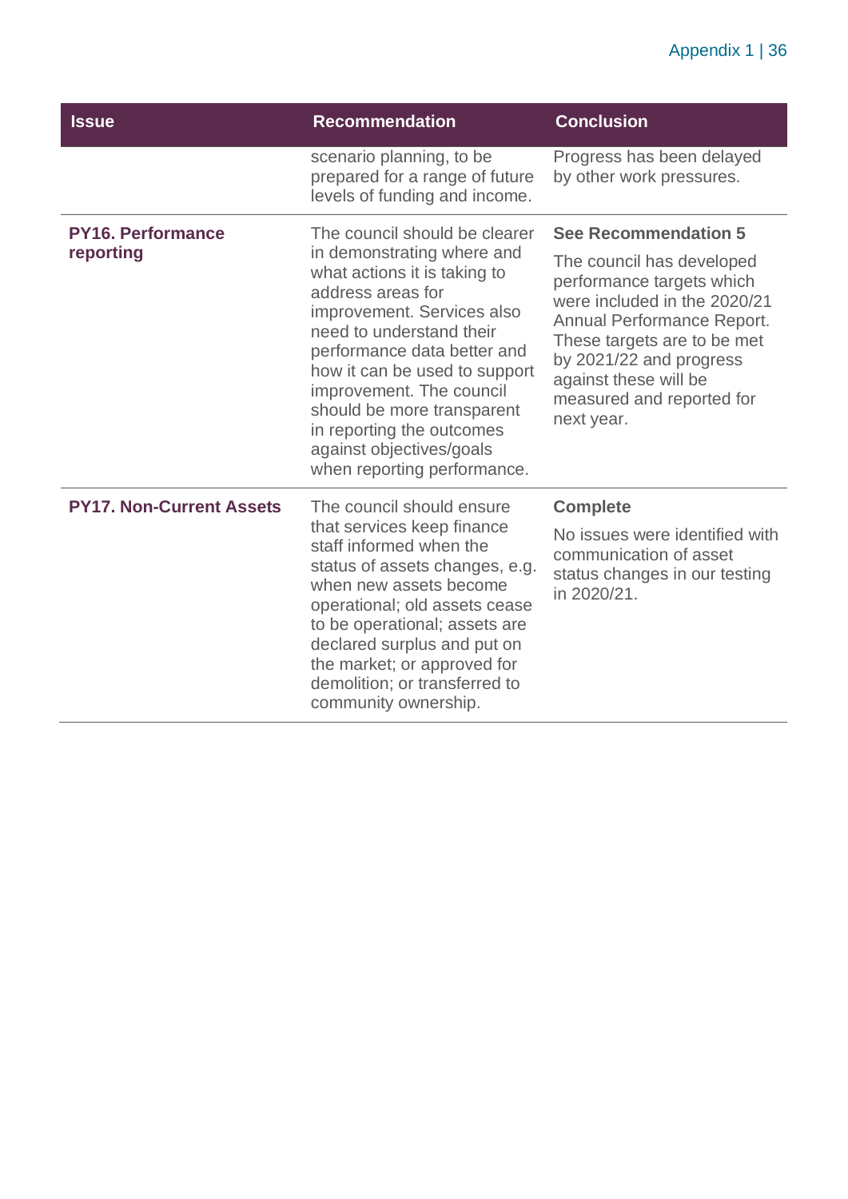| Issue | Recommendation | Conclusion |
|---|---|---|
| | scenario planning, to be prepared for a range of future levels of funding and income. | Progress has been delayed by other work pressures. |
| **PY16. Performance reporting** | The council should be clearer in demonstrating where and what actions it is taking to address areas for improvement. Services also need to understand their performance data better and how it can be used to support improvement. The council should be more transparent in reporting the outcomes against objectives/goals when reporting performance. | **See Recommendation 5**<br><br>The council has developed performance targets which were included in the 2020/21 Annual Performance Report. These targets are to be met by 2021/22 and progress against these will be measured and reported for next year. |
| **PY17. Non-Current Assets** | The council should ensure that services keep finance staff informed when the status of assets changes, e.g. when new assets become operational; old assets cease to be operational; assets are declared surplus and put on the market; or approved for demolition; or transferred to community ownership. | **Complete**<br><br>No issues were identified with communication of asset status changes in our testing in 2020/21. |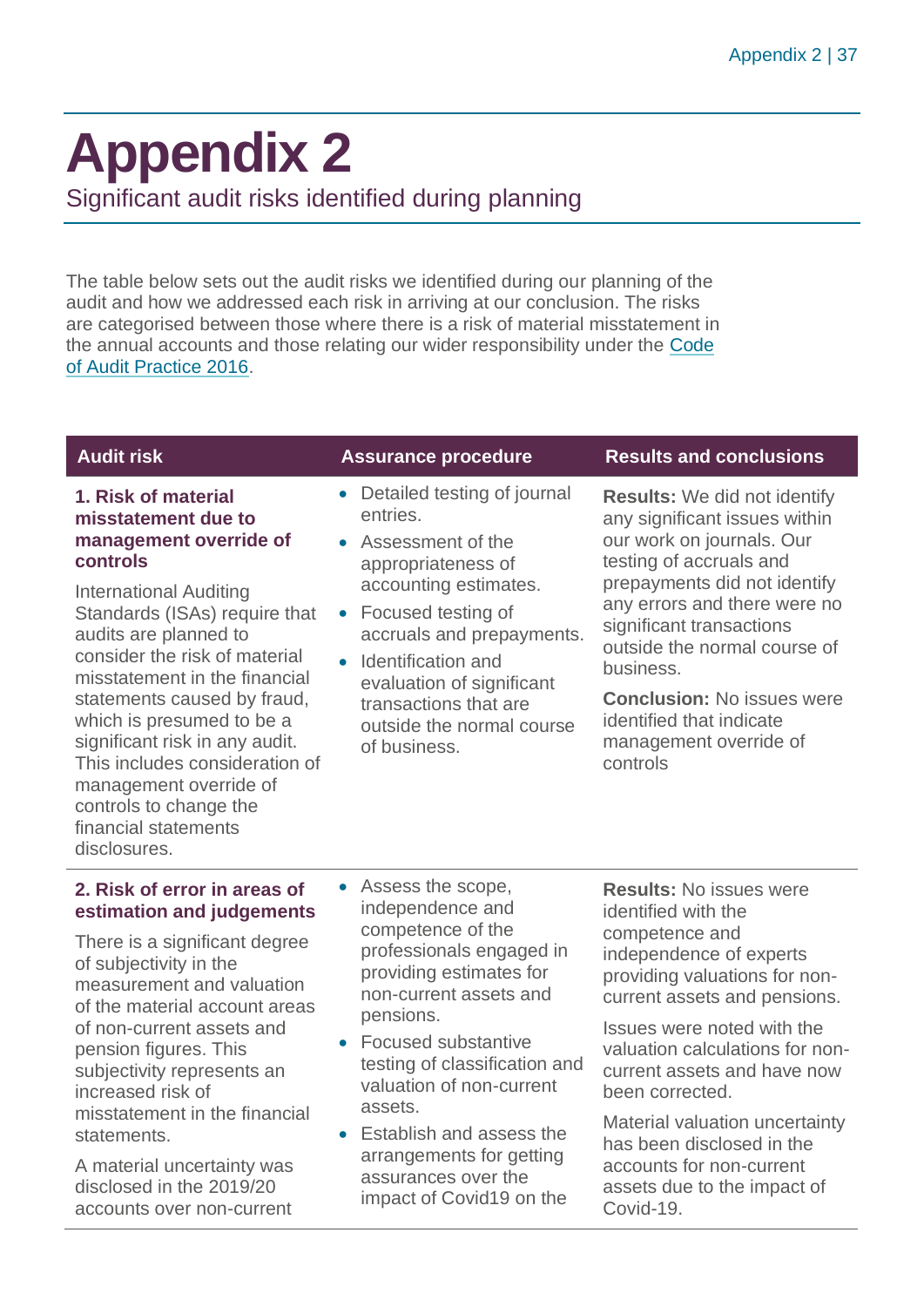# Appendix 2

Significant audit risks identified during planning

The table below sets out the audit risks we identified during our planning of the audit and how we addressed each risk in arriving at our conclusion. The risks are categorised between those where there is a risk of material misstatement in the annual accounts and those relating our wider responsibility under the Code of Audit Practice 2016.

| Audit risk | Assurance procedure | Results and conclusions |
|---|---|---|
| **1. Risk of material misstatement due to management override of controls**<br><br>International Auditing Standards (ISAs) require that audits are planned to consider the risk of material misstatement in the financial statements caused by fraud, which is presumed to be a significant risk in any audit. This includes consideration of management override of controls to change the financial statements disclosures. | • Detailed testing of journal entries.<br>• Assessment of the appropriateness of accounting estimates.<br>• Focused testing of accruals and prepayments.<br>• Identification and evaluation of significant transactions that are outside the normal course of business. | **Results:** We did not identify any significant issues within our work on journals. Our testing of accruals and prepayments did not identify any errors and there were no significant transactions outside the normal course of business.<br><br>**Conclusion:** No issues were identified that indicate management override of controls |
| **2. Risk of error in areas of estimation and judgements**<br><br>There is a significant degree of subjectivity in the measurement and valuation of the material account areas of non-current assets and pension figures. This subjectivity represents an increased risk of misstatement in the financial statements.<br><br>A material uncertainty was disclosed in the 2019/20 accounts over non-current | • Assess the scope, independence and competence of the professionals engaged in providing estimates for non-current assets and pensions.<br>• Focused substantive testing of classification and valuation of non-current assets.<br>• Establish and assess the arrangements for getting assurances over the impact of Covid19 on the | **Results:** No issues were identified with the competence and independence of experts providing valuations for non-current assets and pensions.<br><br>Issues were noted with the valuation calculations for non-current assets and have now been corrected.<br><br>Material valuation uncertainty has been disclosed in the accounts for non-current assets due to the impact of Covid-19. |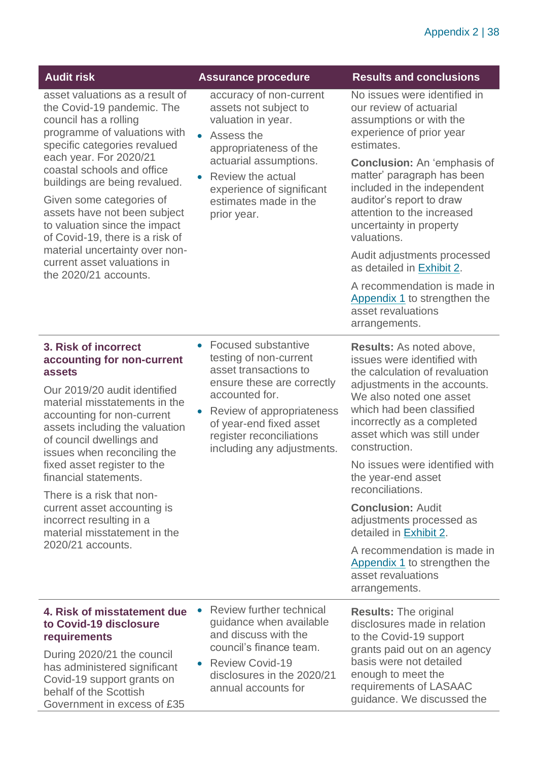| Audit risk | Assurance procedure | Results and conclusions |
| --- | --- | --- |
| asset valuations as a result of the Covid-19 pandemic. The council has a rolling programme of valuations with specific categories revalued each year. For 2020/21 coastal schools and office buildings are being revalued.<br><br>Given some categories of assets have not been subject to valuation since the impact of Covid-19, there is a risk of material uncertainty over non-current asset valuations in the 2020/21 accounts. | accuracy of non-current assets not subject to valuation in year.<br>• Assess the appropriateness of the actuarial assumptions.<br>• Review the actual experience of significant estimates made in the prior year. | No issues were identified in our review of actuarial assumptions or with the experience of prior year estimates.<br><br>**Conclusion:** An 'emphasis of matter' paragraph has been included in the independent auditor's report to draw attention to the increased uncertainty in property valuations.<br><br>Audit adjustments processed as detailed in Exhibit 2.<br><br>A recommendation is made in Appendix 1 to strengthen the asset revaluations arrangements. |
| **3. Risk of incorrect accounting for non-current assets**<br><br>Our 2019/20 audit identified material misstatements in the accounting for non-current assets including the valuation of council dwellings and issues when reconciling the fixed asset register to the financial statements.<br><br>There is a risk that non-current asset accounting is incorrect resulting in a material misstatement in the 2020/21 accounts. | • Focused substantive testing of non-current asset transactions to ensure these are correctly accounted for.<br>• Review of appropriateness of year-end fixed asset register reconciliations including any adjustments. | **Results:** As noted above, issues were identified with the calculation of revaluation adjustments in the accounts. We also noted one asset which had been classified incorrectly as a completed asset which was still under construction.<br><br>No issues were identified with the year-end asset reconciliations.<br><br>**Conclusion:** Audit adjustments processed as detailed in Exhibit 2.<br><br>A recommendation is made in Appendix 1 to strengthen the asset revaluations arrangements. |
| **4. Risk of misstatement due to Covid-19 disclosure requirements**<br><br>During 2020/21 the council has administered significant Covid-19 support grants on behalf of the Scottish Government in excess of £35 | • Review further technical guidance when available and discuss with the council's finance team.<br>• Review Covid-19 disclosures in the 2020/21 annual accounts for | **Results:** The original disclosures made in relation to the Covid-19 support grants paid out on an agency basis were not detailed enough to meet the requirements of LASAAC guidance. We discussed the |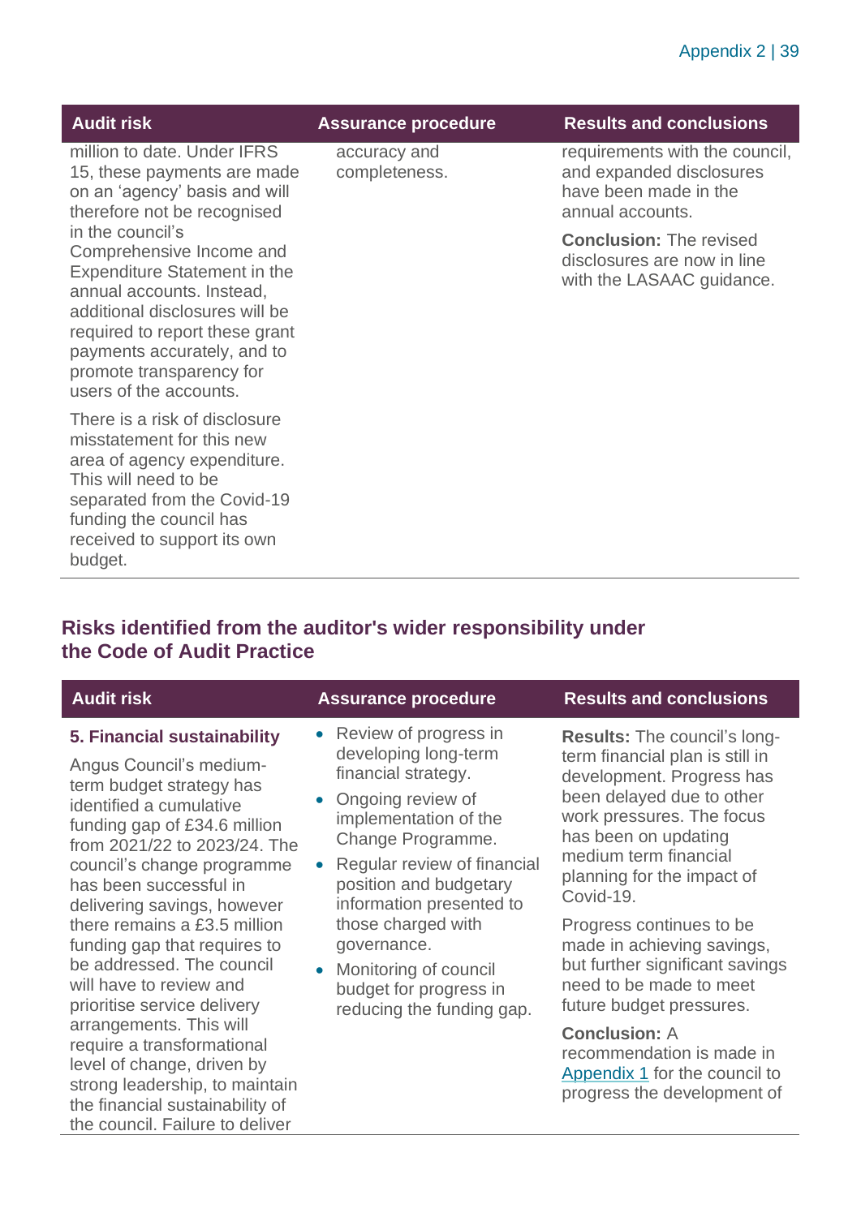| Audit risk | Assurance procedure | Results and conclusions |
| --- | --- | --- |
| million to date. Under IFRS 15, these payments are made on an 'agency' basis and will therefore not be recognised in the council's Comprehensive Income and Expenditure Statement in the annual accounts. Instead, additional disclosures will be required to report these grant payments accurately, and to promote transparency for users of the accounts.<br><br>There is a risk of disclosure misstatement for this new area of agency expenditure. This will need to be separated from the Covid-19 funding the council has received to support its own budget. | accuracy and completeness. | requirements with the council, and expanded disclosures have been made in the annual accounts.<br><br>**Conclusion:** The revised disclosures are now in line with the LASAAC guidance. |

## Risks identified from the auditor's wider responsibility under the Code of Audit Practice

| Audit risk | Assurance procedure | Results and conclusions |
| --- | --- | --- |
| **5. Financial sustainability**<br><br>Angus Council's medium-term budget strategy has identified a cumulative funding gap of £34.6 million from 2021/22 to 2023/24. The council's change programme has been successful in delivering savings, however there remains a £3.5 million funding gap that requires to be addressed. The council will have to review and prioritise service delivery arrangements. This will require a transformational level of change, driven by strong leadership, to maintain the financial sustainability of the council. Failure to deliver | • Review of progress in developing long-term financial strategy.<br>• Ongoing review of implementation of the Change Programme.<br>• Regular review of financial position and budgetary information presented to those charged with governance.<br>• Monitoring of council budget for progress in reducing the funding gap. | **Results:** The council's long-term financial plan is still in development. Progress has been delayed due to other work pressures. The focus has been on updating medium term financial planning for the impact of Covid-19.<br><br>Progress continues to be made in achieving savings, but further significant savings need to be made to meet future budget pressures.<br><br>**Conclusion:** A recommendation is made in Appendix 1 for the council to progress the development of |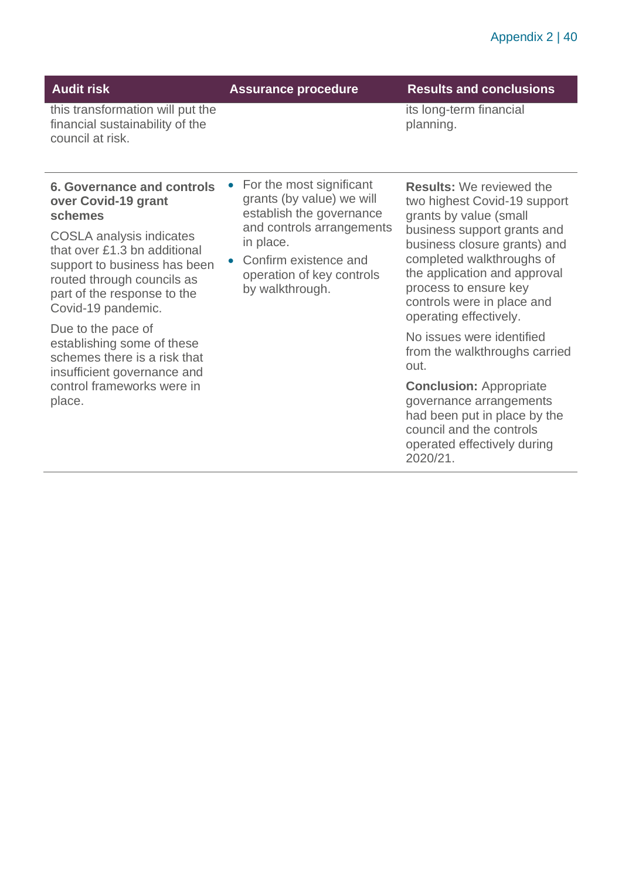| Audit risk | Assurance procedure | Results and conclusions |
| --- | --- | --- |
| this transformation will put the financial sustainability of the council at risk. | | its long-term financial planning. |
| **6. Governance and controls over Covid-19 grant schemes**<br><br>COSLA analysis indicates that over £1.3 bn additional support to business has been routed through councils as part of the response to the Covid-19 pandemic.<br><br>Due to the pace of establishing some of these schemes there is a risk that insufficient governance and control frameworks were in place. | • For the most significant grants (by value) we will establish the governance and controls arrangements in place.<br>• Confirm existence and operation of key controls by walkthrough. | **Results:** We reviewed the two highest Covid-19 support grants by value (small business support grants and business closure grants) and completed walkthroughs of the application and approval process to ensure key controls were in place and operating effectively.<br><br>No issues were identified from the walkthroughs carried out.<br><br>**Conclusion:** Appropriate governance arrangements had been put in place by the council and the controls operated effectively during 2020/21. |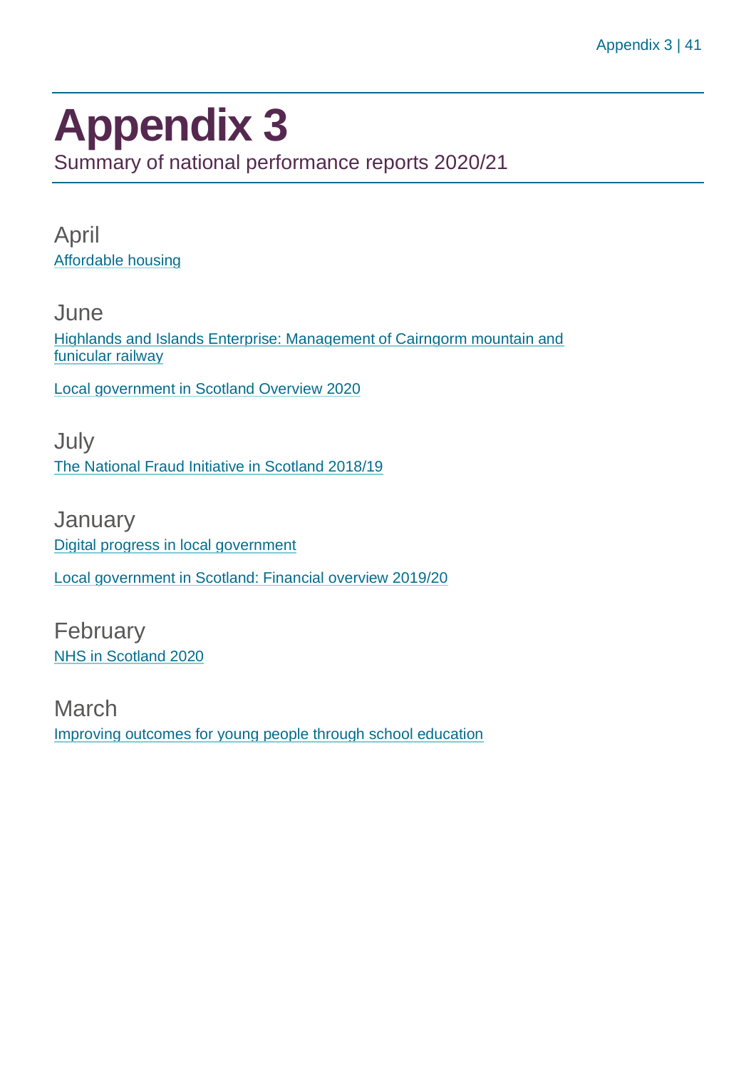# Appendix 3

Summary of national performance reports 2020/21

## April

Affordable housing

## June

Highlands and Islands Enterprise: Management of Cairngorm mountain and funicular railway

Local government in Scotland Overview 2020

## July

The National Fraud Initiative in Scotland 2018/19

## January

Digital progress in local government

Local government in Scotland: Financial overview 2019/20

## February

NHS in Scotland 2020

## March

Improving outcomes for young people through school education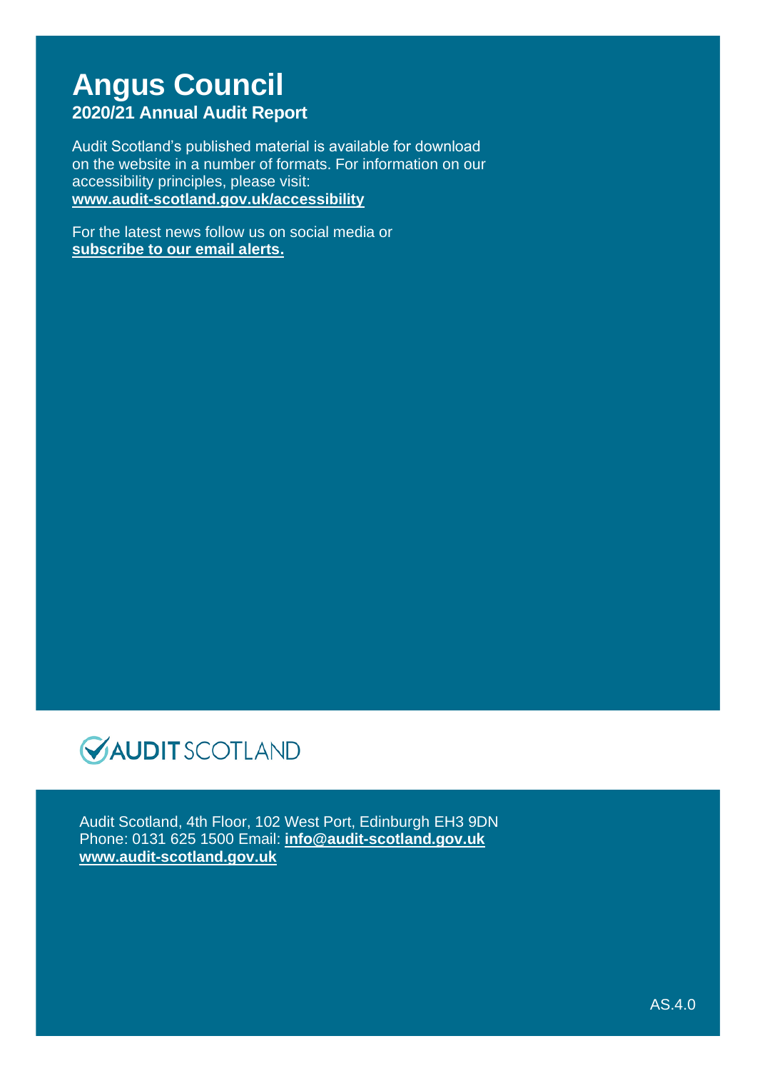# Angus Council

## 2020/21 Annual Audit Report

Audit Scotland's published material is available for download on the website in a number of formats. For information on our accessibility principles, please visit:
**www.audit-scotland.gov.uk/accessibility**

For the latest news follow us on social media or **subscribe to our email alerts.**

AUDIT SCOTLAND

Audit Scotland, 4th Floor, 102 West Port, Edinburgh EH3 9DN
Phone: 0131 625 1500 Email: **info@audit-scotland.gov.uk**
**www.audit-scotland.gov.uk**

AS.4.0